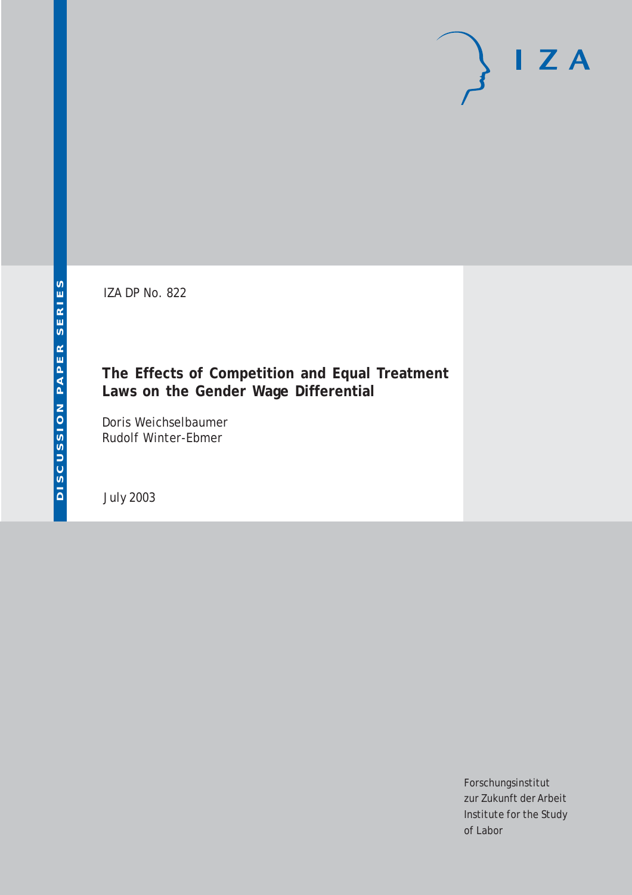IZA DP No. 822

# The Effects of Competition and Equal Treatment Laws on the Gender Wage Differential

Doris Weichselbaumer
Rudolf Winter-Ebmer

July 2003

Forschungsinstitut
zur Zukunft der Arbeit
Institute for the Study
of Labor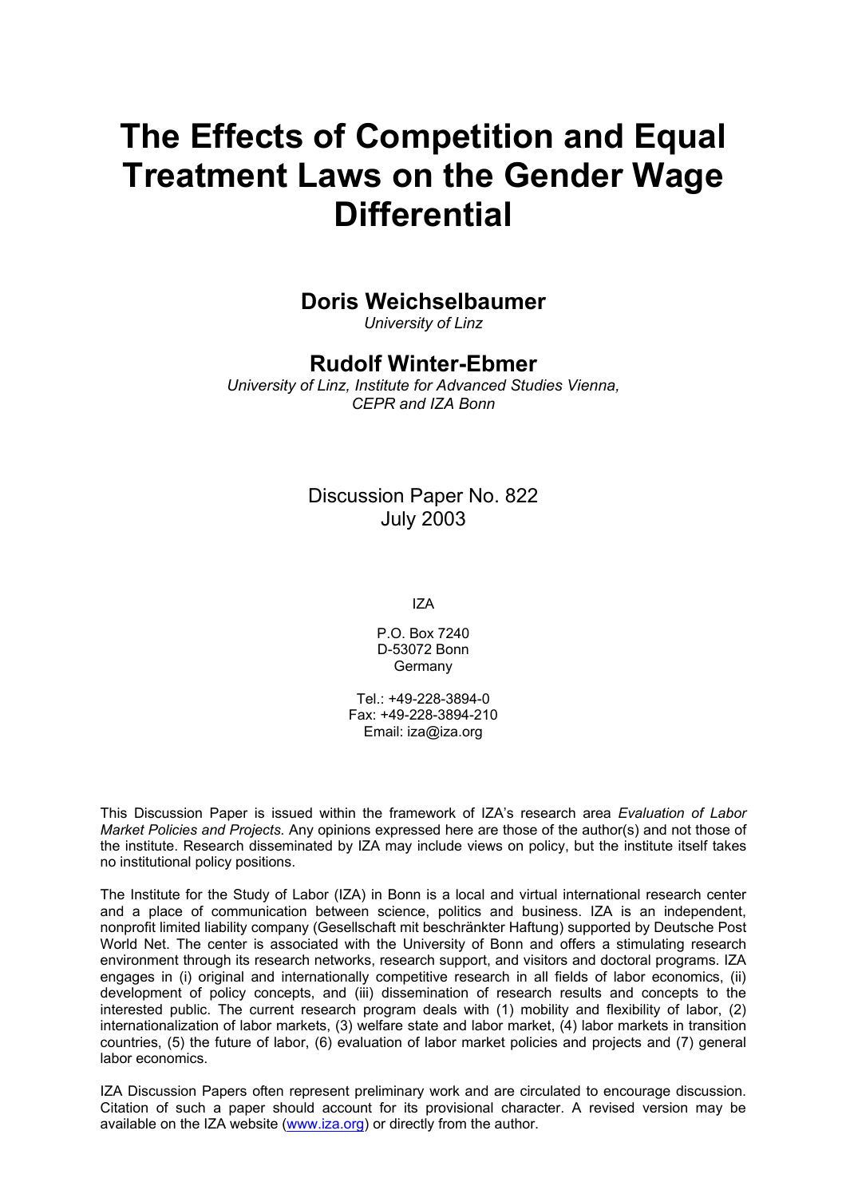# The Effects of Competition and Equal Treatment Laws on the Gender Wage Differential

## Doris Weichselbaumer

*University of Linz*

## Rudolf Winter-Ebmer

*University of Linz, Institute for Advanced Studies Vienna, CEPR and IZA Bonn*

Discussion Paper No. 822
July 2003

IZA

P.O. Box 7240
D-53072 Bonn
Germany

Tel.: +49-228-3894-0
Fax: +49-228-3894-210
Email: iza@iza.org

This Discussion Paper is issued within the framework of IZA's research area *Evaluation of Labor Market Policies and Projects*. Any opinions expressed here are those of the author(s) and not those of the institute. Research disseminated by IZA may include views on policy, but the institute itself takes no institutional policy positions.

The Institute for the Study of Labor (IZA) in Bonn is a local and virtual international research center and a place of communication between science, politics and business. IZA is an independent, nonprofit limited liability company (Gesellschaft mit beschränkter Haftung) supported by Deutsche Post World Net. The center is associated with the University of Bonn and offers a stimulating research environment through its research networks, research support, and visitors and doctoral programs. IZA engages in (i) original and internationally competitive research in all fields of labor economics, (ii) development of policy concepts, and (iii) dissemination of research results and concepts to the interested public. The current research program deals with (1) mobility and flexibility of labor, (2) internationalization of labor markets, (3) welfare state and labor market, (4) labor markets in transition countries, (5) the future of labor, (6) evaluation of labor market policies and projects and (7) general labor economics.

IZA Discussion Papers often represent preliminary work and are circulated to encourage discussion. Citation of such a paper should account for its provisional character. A revised version may be available on the IZA website (www.iza.org) or directly from the author.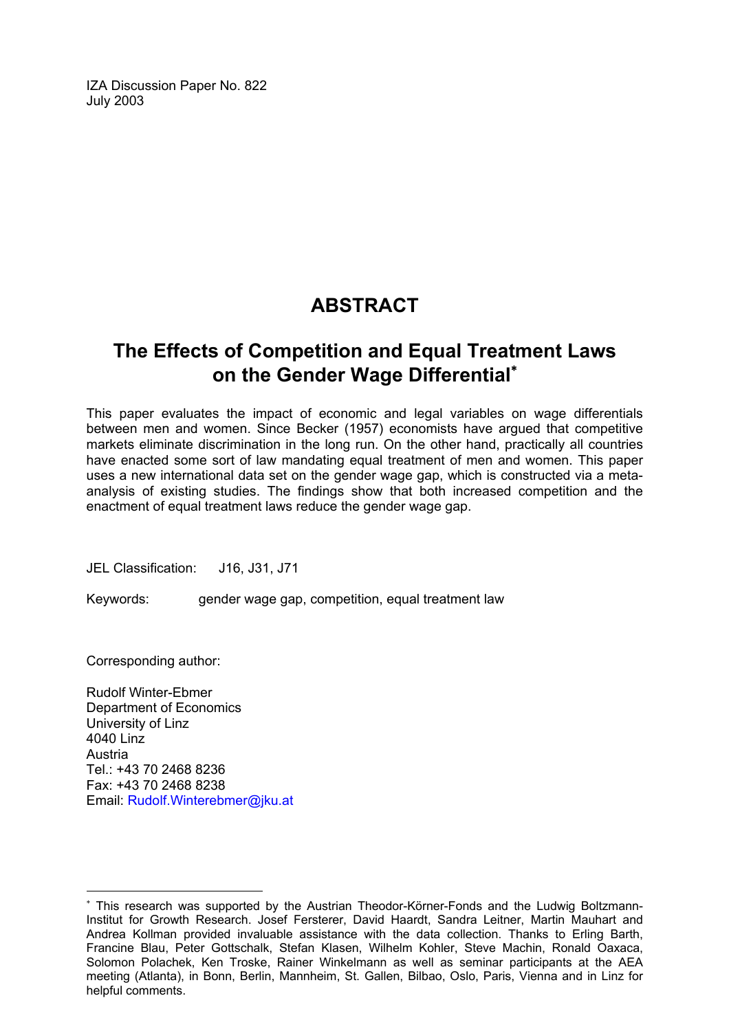IZA Discussion Paper No. 822
July 2003

# ABSTRACT

## The Effects of Competition and Equal Treatment Laws on the Gender Wage Differential[*]

This paper evaluates the impact of economic and legal variables on wage differentials between men and women. Since Becker (1957) economists have argued that competitive markets eliminate discrimination in the long run. On the other hand, practically all countries have enacted some sort of law mandating equal treatment of men and women. This paper uses a new international data set on the gender wage gap, which is constructed via a meta-analysis of existing studies. The findings show that both increased competition and the enactment of equal treatment laws reduce the gender wage gap.

JEL Classification: J16, J31, J71

Keywords: gender wage gap, competition, equal treatment law

Corresponding author:

Rudolf Winter-Ebmer
Department of Economics
University of Linz
4040 Linz
Austria
Tel.: +43 70 2468 8236
Fax: +43 70 2468 8238
Email: Rudolf.Winterebmer@jku.at

---

[*] This research was supported by the Austrian Theodor-Körner-Fonds and the Ludwig Boltzmann-Institut for Growth Research. Josef Fersterer, David Haardt, Sandra Leitner, Martin Mauhart and Andrea Kollman provided invaluable assistance with the data collection. Thanks to Erling Barth, Francine Blau, Peter Gottschalk, Stefan Klasen, Wilhelm Kohler, Steve Machin, Ronald Oaxaca, Solomon Polachek, Ken Troske, Rainer Winkelmann as well as seminar participants at the AEA meeting (Atlanta), in Bonn, Berlin, Mannheim, St. Gallen, Bilbao, Oslo, Paris, Vienna and in Linz for helpful comments.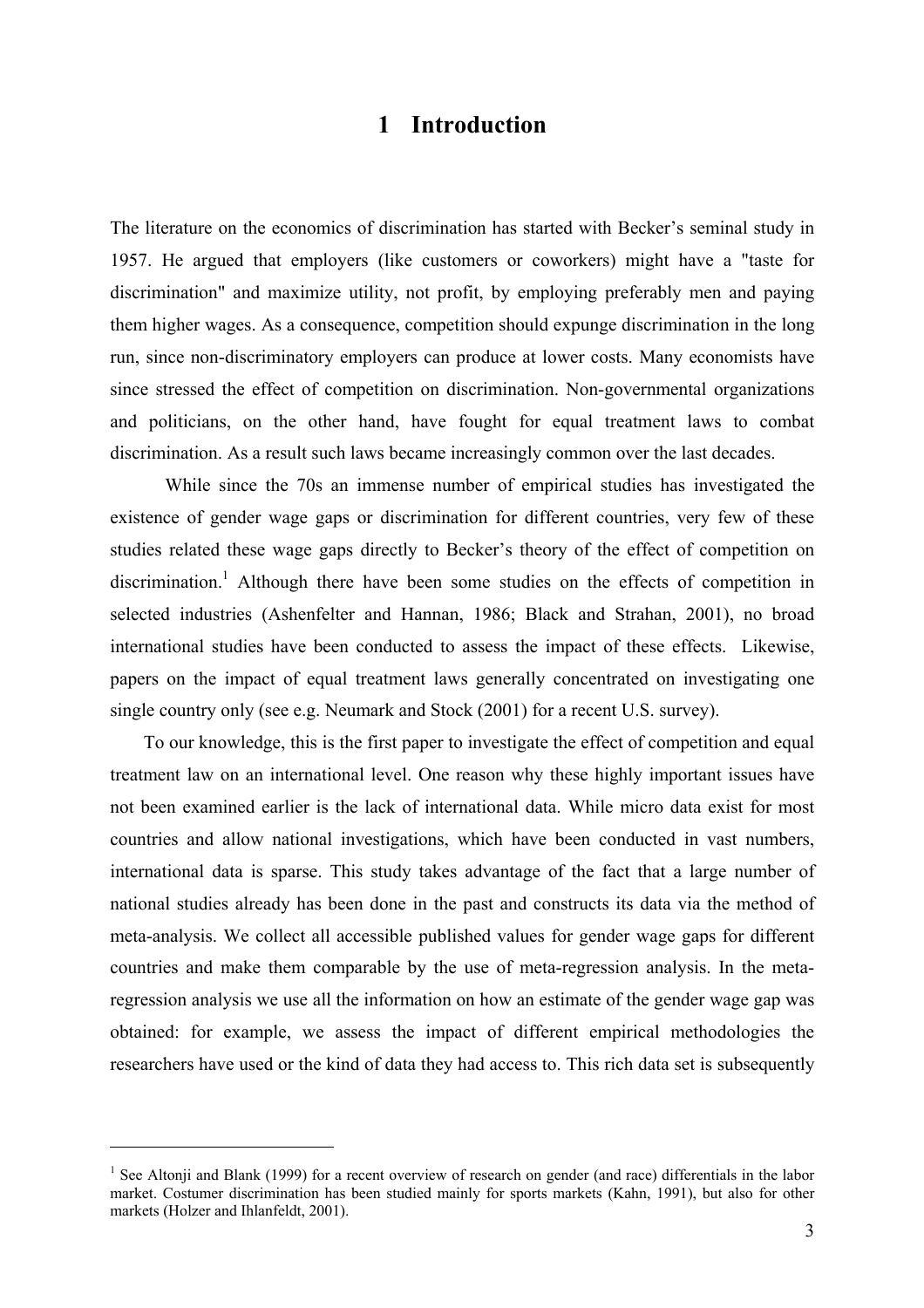# 1 Introduction

The literature on the economics of discrimination has started with Becker's seminal study in 1957. He argued that employers (like customers or coworkers) might have a "taste for discrimination" and maximize utility, not profit, by employing preferably men and paying them higher wages. As a consequence, competition should expunge discrimination in the long run, since non-discriminatory employers can produce at lower costs. Many economists have since stressed the effect of competition on discrimination. Non-governmental organizations and politicians, on the other hand, have fought for equal treatment laws to combat discrimination. As a result such laws became increasingly common over the last decades.

While since the 70s an immense number of empirical studies has investigated the existence of gender wage gaps or discrimination for different countries, very few of these studies related these wage gaps directly to Becker's theory of the effect of competition on discrimination.[1] Although there have been some studies on the effects of competition in selected industries (Ashenfelter and Hannan, 1986; Black and Strahan, 2001), no broad international studies have been conducted to assess the impact of these effects. Likewise, papers on the impact of equal treatment laws generally concentrated on investigating one single country only (see e.g. Neumark and Stock (2001) for a recent U.S. survey).

To our knowledge, this is the first paper to investigate the effect of competition and equal treatment law on an international level. One reason why these highly important issues have not been examined earlier is the lack of international data. While micro data exist for most countries and allow national investigations, which have been conducted in vast numbers, international data is sparse. This study takes advantage of the fact that a large number of national studies already has been done in the past and constructs its data via the method of meta-analysis. We collect all accessible published values for gender wage gaps for different countries and make them comparable by the use of meta-regression analysis. In the meta-regression analysis we use all the information on how an estimate of the gender wage gap was obtained: for example, we assess the impact of different empirical methodologies the researchers have used or the kind of data they had access to. This rich data set is subsequently

[1] See Altonji and Blank (1999) for a recent overview of research on gender (and race) differentials in the labor market. Costumer discrimination has been studied mainly for sports markets (Kahn, 1991), but also for other markets (Holzer and Ihlanfeldt, 2001).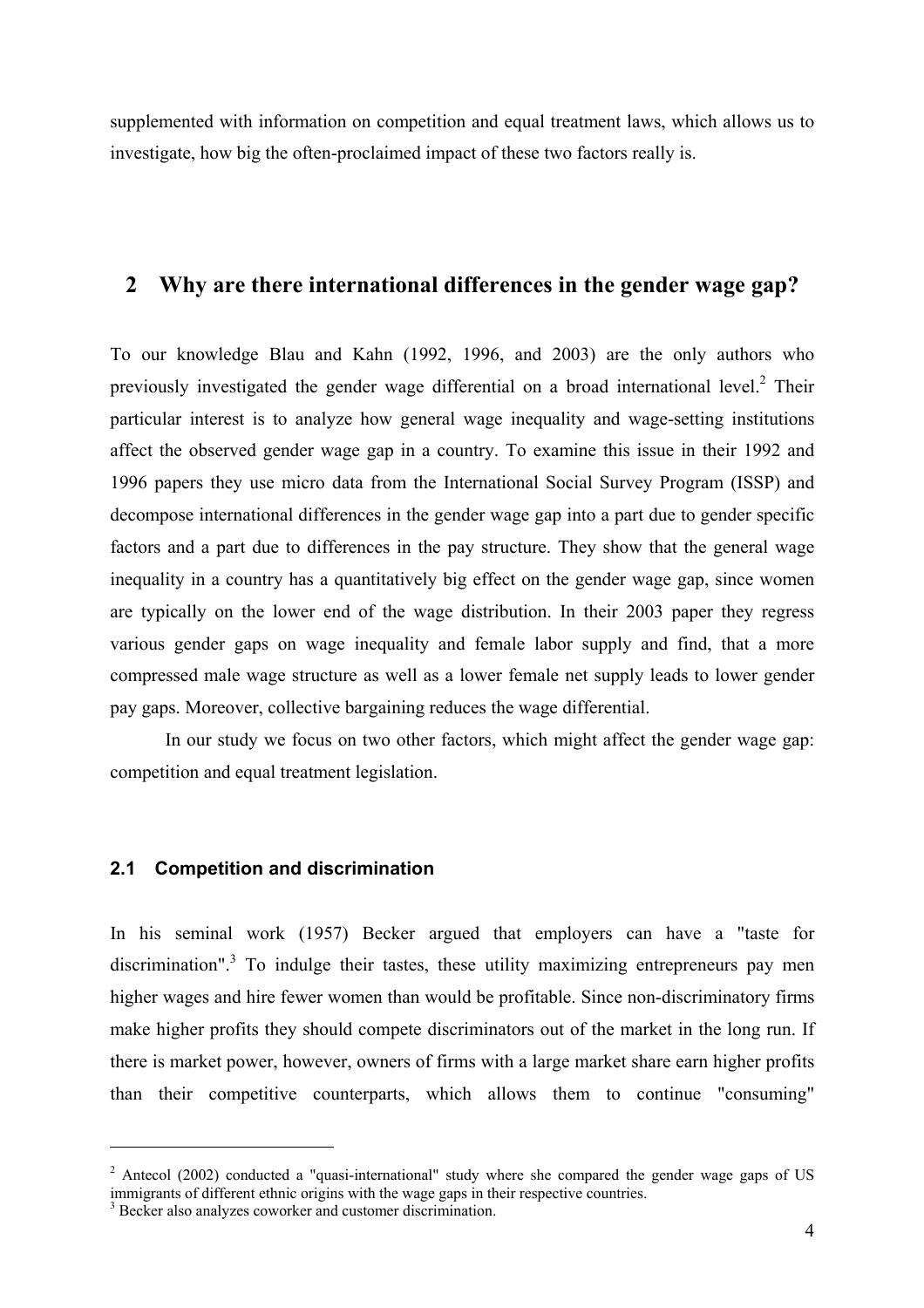supplemented with information on competition and equal treatment laws, which allows us to investigate, how big the often-proclaimed impact of these two factors really is.

## 2 Why are there international differences in the gender wage gap?

To our knowledge Blau and Kahn (1992, 1996, and 2003) are the only authors who previously investigated the gender wage differential on a broad international level.[2] Their particular interest is to analyze how general wage inequality and wage-setting institutions affect the observed gender wage gap in a country. To examine this issue in their 1992 and 1996 papers they use micro data from the International Social Survey Program (ISSP) and decompose international differences in the gender wage gap into a part due to gender specific factors and a part due to differences in the pay structure. They show that the general wage inequality in a country has a quantitatively big effect on the gender wage gap, since women are typically on the lower end of the wage distribution. In their 2003 paper they regress various gender gaps on wage inequality and female labor supply and find, that a more compressed male wage structure as well as a lower female net supply leads to lower gender pay gaps. Moreover, collective bargaining reduces the wage differential.

In our study we focus on two other factors, which might affect the gender wage gap: competition and equal treatment legislation.

### 2.1 Competition and discrimination

In his seminal work (1957) Becker argued that employers can have a "taste for discrimination".[3] To indulge their tastes, these utility maximizing entrepreneurs pay men higher wages and hire fewer women than would be profitable. Since non-discriminatory firms make higher profits they should compete discriminators out of the market in the long run. If there is market power, however, owners of firms with a large market share earn higher profits than their competitive counterparts, which allows them to continue "consuming"

[2] Antecol (2002) conducted a "quasi-international" study where she compared the gender wage gaps of US immigrants of different ethnic origins with the wage gaps in their respective countries.

[3] Becker also analyzes coworker and customer discrimination.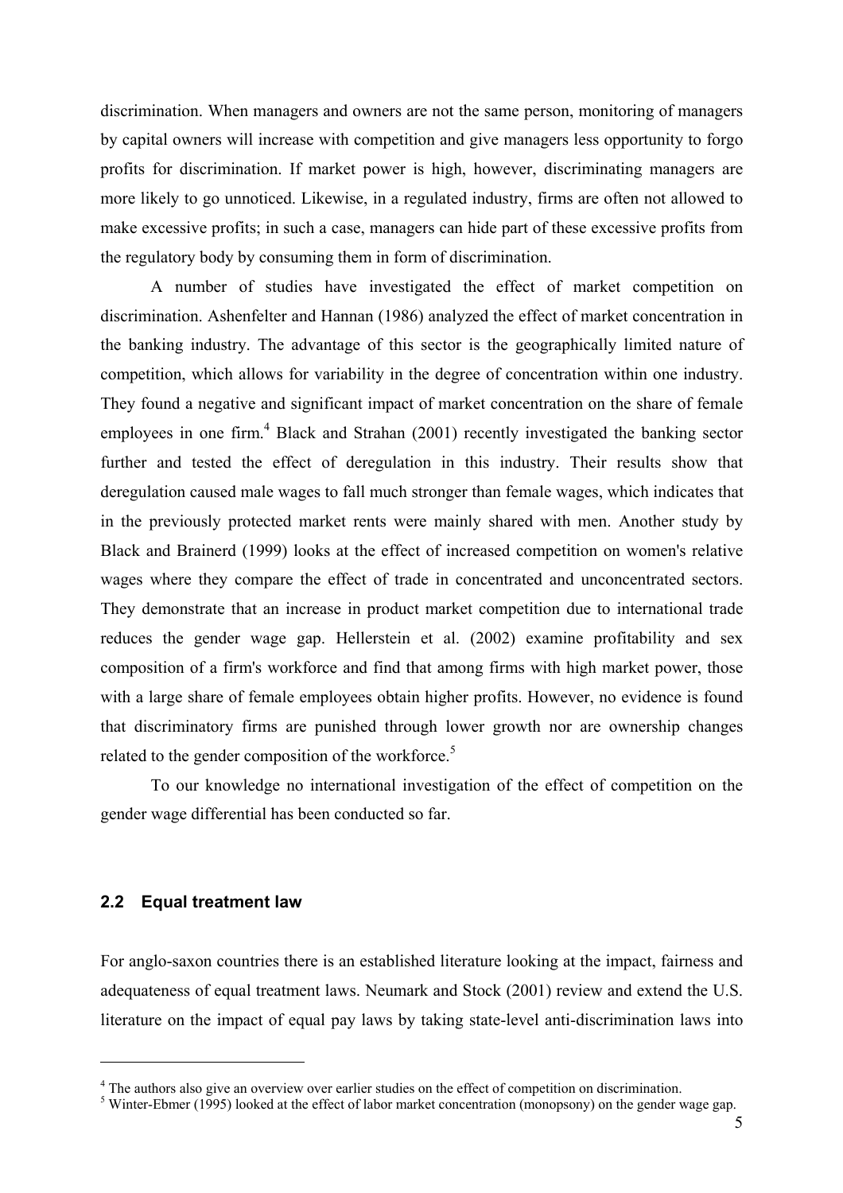discrimination. When managers and owners are not the same person, monitoring of managers by capital owners will increase with competition and give managers less opportunity to forgo profits for discrimination. If market power is high, however, discriminating managers are more likely to go unnoticed. Likewise, in a regulated industry, firms are often not allowed to make excessive profits; in such a case, managers can hide part of these excessive profits from the regulatory body by consuming them in form of discrimination.

A number of studies have investigated the effect of market competition on discrimination. Ashenfelter and Hannan (1986) analyzed the effect of market concentration in the banking industry. The advantage of this sector is the geographically limited nature of competition, which allows for variability in the degree of concentration within one industry. They found a negative and significant impact of market concentration on the share of female employees in one firm.[4] Black and Strahan (2001) recently investigated the banking sector further and tested the effect of deregulation in this industry. Their results show that deregulation caused male wages to fall much stronger than female wages, which indicates that in the previously protected market rents were mainly shared with men. Another study by Black and Brainerd (1999) looks at the effect of increased competition on women's relative wages where they compare the effect of trade in concentrated and unconcentrated sectors. They demonstrate that an increase in product market competition due to international trade reduces the gender wage gap. Hellerstein et al. (2002) examine profitability and sex composition of a firm's workforce and find that among firms with high market power, those with a large share of female employees obtain higher profits. However, no evidence is found that discriminatory firms are punished through lower growth nor are ownership changes related to the gender composition of the workforce.[5]

To our knowledge no international investigation of the effect of competition on the gender wage differential has been conducted so far.

## 2.2 Equal treatment law

For anglo-saxon countries there is an established literature looking at the impact, fairness and adequateness of equal treatment laws. Neumark and Stock (2001) review and extend the U.S. literature on the impact of equal pay laws by taking state-level anti-discrimination laws into

---

[4] The authors also give an overview over earlier studies on the effect of competition on discrimination.

[5] Winter-Ebmer (1995) looked at the effect of labor market concentration (monopsony) on the gender wage gap.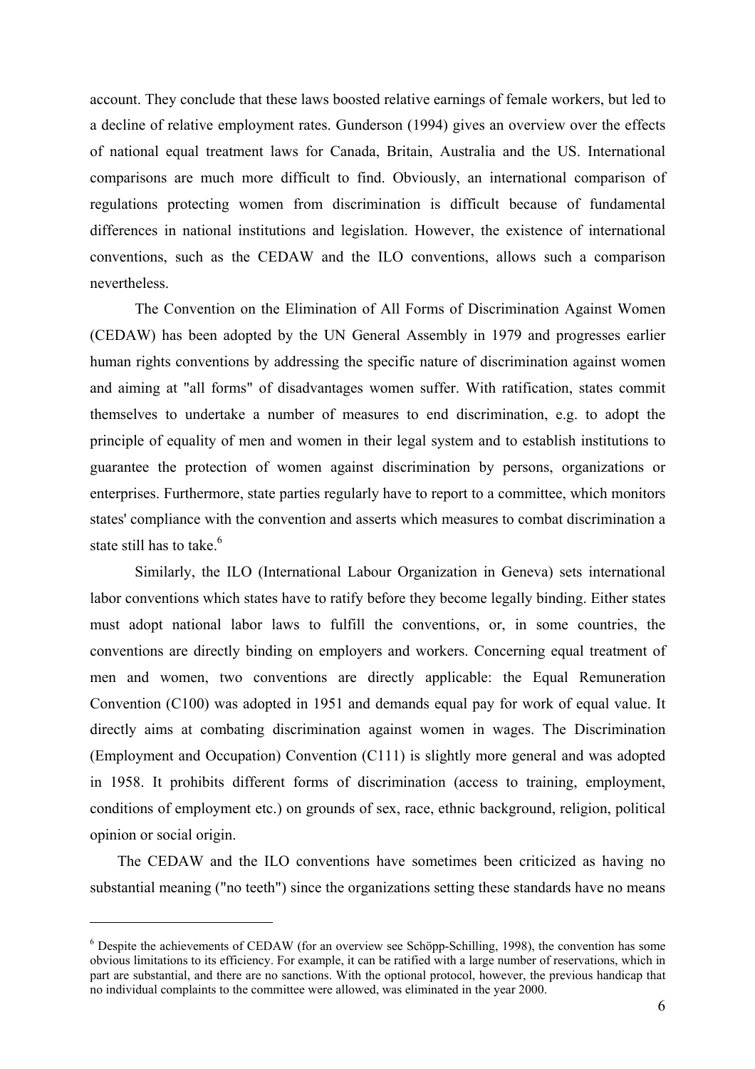account. They conclude that these laws boosted relative earnings of female workers, but led to a decline of relative employment rates. Gunderson (1994) gives an overview over the effects of national equal treatment laws for Canada, Britain, Australia and the US. International comparisons are much more difficult to find. Obviously, an international comparison of regulations protecting women from discrimination is difficult because of fundamental differences in national institutions and legislation. However, the existence of international conventions, such as the CEDAW and the ILO conventions, allows such a comparison nevertheless.

The Convention on the Elimination of All Forms of Discrimination Against Women (CEDAW) has been adopted by the UN General Assembly in 1979 and progresses earlier human rights conventions by addressing the specific nature of discrimination against women and aiming at "all forms" of disadvantages women suffer. With ratification, states commit themselves to undertake a number of measures to end discrimination, e.g. to adopt the principle of equality of men and women in their legal system and to establish institutions to guarantee the protection of women against discrimination by persons, organizations or enterprises. Furthermore, state parties regularly have to report to a committee, which monitors states' compliance with the convention and asserts which measures to combat discrimination a state still has to take.[6]

Similarly, the ILO (International Labour Organization in Geneva) sets international labor conventions which states have to ratify before they become legally binding. Either states must adopt national labor laws to fulfill the conventions, or, in some countries, the conventions are directly binding on employers and workers. Concerning equal treatment of men and women, two conventions are directly applicable: the Equal Remuneration Convention (C100) was adopted in 1951 and demands equal pay for work of equal value. It directly aims at combating discrimination against women in wages. The Discrimination (Employment and Occupation) Convention (C111) is slightly more general and was adopted in 1958. It prohibits different forms of discrimination (access to training, employment, conditions of employment etc.) on grounds of sex, race, ethnic background, religion, political opinion or social origin.

The CEDAW and the ILO conventions have sometimes been criticized as having no substantial meaning ("no teeth") since the organizations setting these standards have no means

[6] Despite the achievements of CEDAW (for an overview see Schöpp-Schilling, 1998), the convention has some obvious limitations to its efficiency. For example, it can be ratified with a large number of reservations, which in part are substantial, and there are no sanctions. With the optional protocol, however, the previous handicap that no individual complaints to the committee were allowed, was eliminated in the year 2000.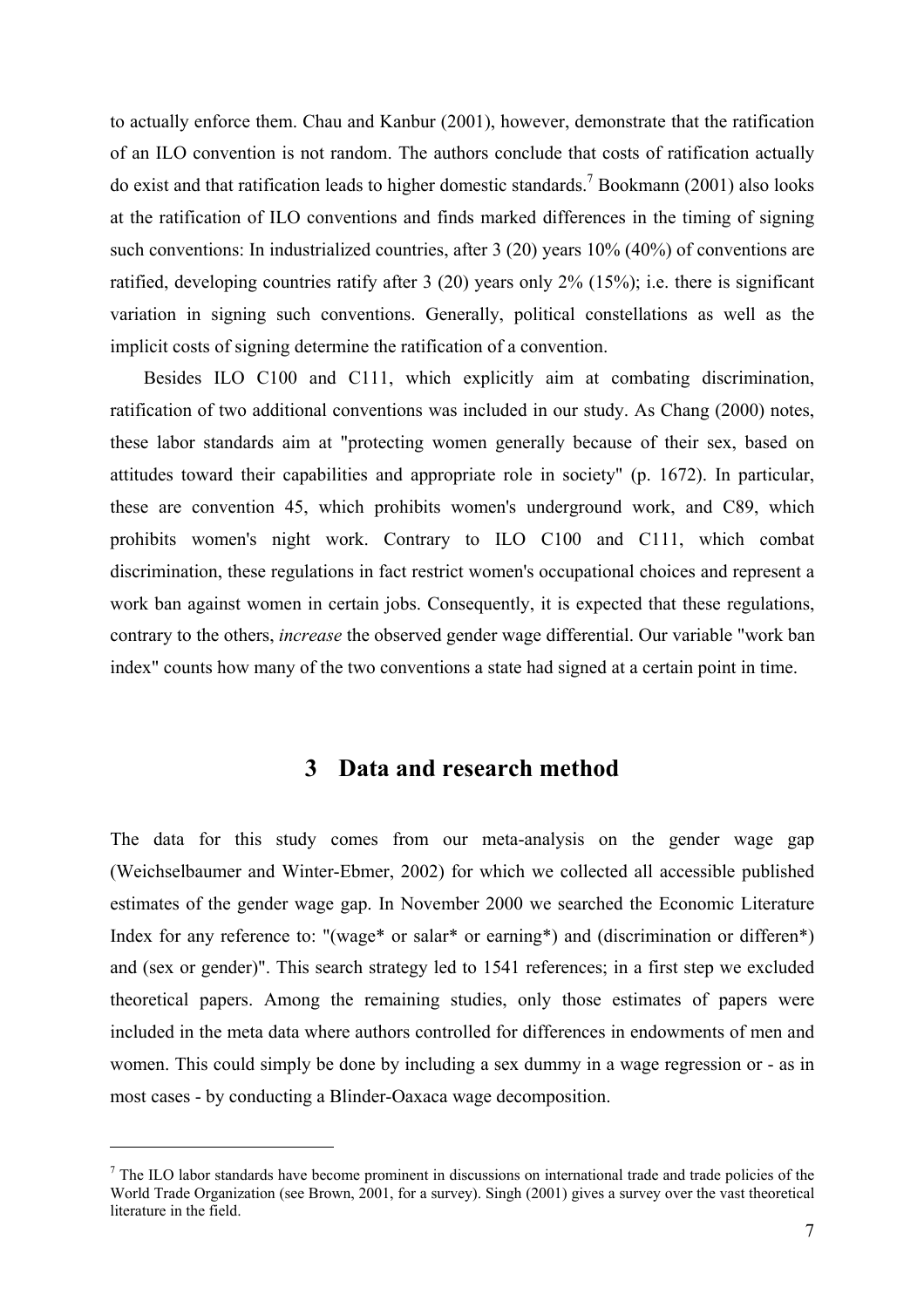to actually enforce them. Chau and Kanbur (2001), however, demonstrate that the ratification of an ILO convention is not random. The authors conclude that costs of ratification actually do exist and that ratification leads to higher domestic standards.[7] Bookmann (2001) also looks at the ratification of ILO conventions and finds marked differences in the timing of signing such conventions: In industrialized countries, after 3 (20) years 10% (40%) of conventions are ratified, developing countries ratify after 3 (20) years only 2% (15%); i.e. there is significant variation in signing such conventions. Generally, political constellations as well as the implicit costs of signing determine the ratification of a convention.

Besides ILO C100 and C111, which explicitly aim at combating discrimination, ratification of two additional conventions was included in our study. As Chang (2000) notes, these labor standards aim at "protecting women generally because of their sex, based on attitudes toward their capabilities and appropriate role in society" (p. 1672). In particular, these are convention 45, which prohibits women's underground work, and C89, which prohibits women's night work. Contrary to ILO C100 and C111, which combat discrimination, these regulations in fact restrict women's occupational choices and represent a work ban against women in certain jobs. Consequently, it is expected that these regulations, contrary to the others, *increase* the observed gender wage differential. Our variable "work ban index" counts how many of the two conventions a state had signed at a certain point in time.

# 3 Data and research method

The data for this study comes from our meta-analysis on the gender wage gap (Weichselbaumer and Winter-Ebmer, 2002) for which we collected all accessible published estimates of the gender wage gap. In November 2000 we searched the Economic Literature Index for any reference to: "(wage* or salar* or earning*) and (discrimination or differen*) and (sex or gender)". This search strategy led to 1541 references; in a first step we excluded theoretical papers. Among the remaining studies, only those estimates of papers were included in the meta data where authors controlled for differences in endowments of men and women. This could simply be done by including a sex dummy in a wage regression or - as in most cases - by conducting a Blinder-Oaxaca wage decomposition.

[7] The ILO labor standards have become prominent in discussions on international trade and trade policies of the World Trade Organization (see Brown, 2001, for a survey). Singh (2001) gives a survey over the vast theoretical literature in the field.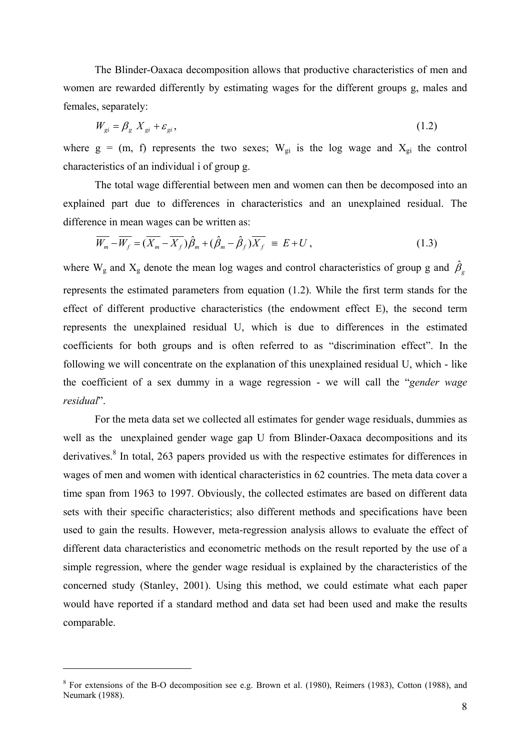The Blinder-Oaxaca decomposition allows that productive characteristics of men and women are rewarded differently by estimating wages for the different groups g, males and females, separately:

$$W_{gi} = \beta_g \; X_{gi} + \varepsilon_{gi} \,, \tag{1.2}$$

where g = (m, f) represents the two sexes; $W_{gi}$ is the log wage and $X_{gi}$ the control characteristics of an individual i of group g.

The total wage differential between men and women can then be decomposed into an explained part due to differences in characteristics and an unexplained residual. The difference in mean wages can be written as:

$$\overline{W_m} - \overline{W_f} = (\overline{X_m} - \overline{X_f})\hat{\beta}_m + (\hat{\beta}_m - \hat{\beta}_f)\overline{X_f} \;\; \equiv \; E + U \,, \tag{1.3}$$

where $W_g$ and $X_g$ denote the mean log wages and control characteristics of group g and $\hat{\beta}_g$ represents the estimated parameters from equation (1.2). While the first term stands for the effect of different productive characteristics (the endowment effect E), the second term represents the unexplained residual U, which is due to differences in the estimated coefficients for both groups and is often referred to as "discrimination effect". In the following we will concentrate on the explanation of this unexplained residual U, which - like the coefficient of a sex dummy in a wage regression - we will call the "*gender wage residual*".

For the meta data set we collected all estimates for gender wage residuals, dummies as well as the unexplained gender wage gap U from Blinder-Oaxaca decompositions and its derivatives.[8] In total, 263 papers provided us with the respective estimates for differences in wages of men and women with identical characteristics in 62 countries. The meta data cover a time span from 1963 to 1997. Obviously, the collected estimates are based on different data sets with their specific characteristics; also different methods and specifications have been used to gain the results. However, meta-regression analysis allows to evaluate the effect of different data characteristics and econometric methods on the result reported by the use of a simple regression, where the gender wage residual is explained by the characteristics of the concerned study (Stanley, 2001). Using this method, we could estimate what each paper would have reported if a standard method and data set had been used and make the results comparable.

[8] For extensions of the B-O decomposition see e.g. Brown et al. (1980), Reimers (1983), Cotton (1988), and Neumark (1988).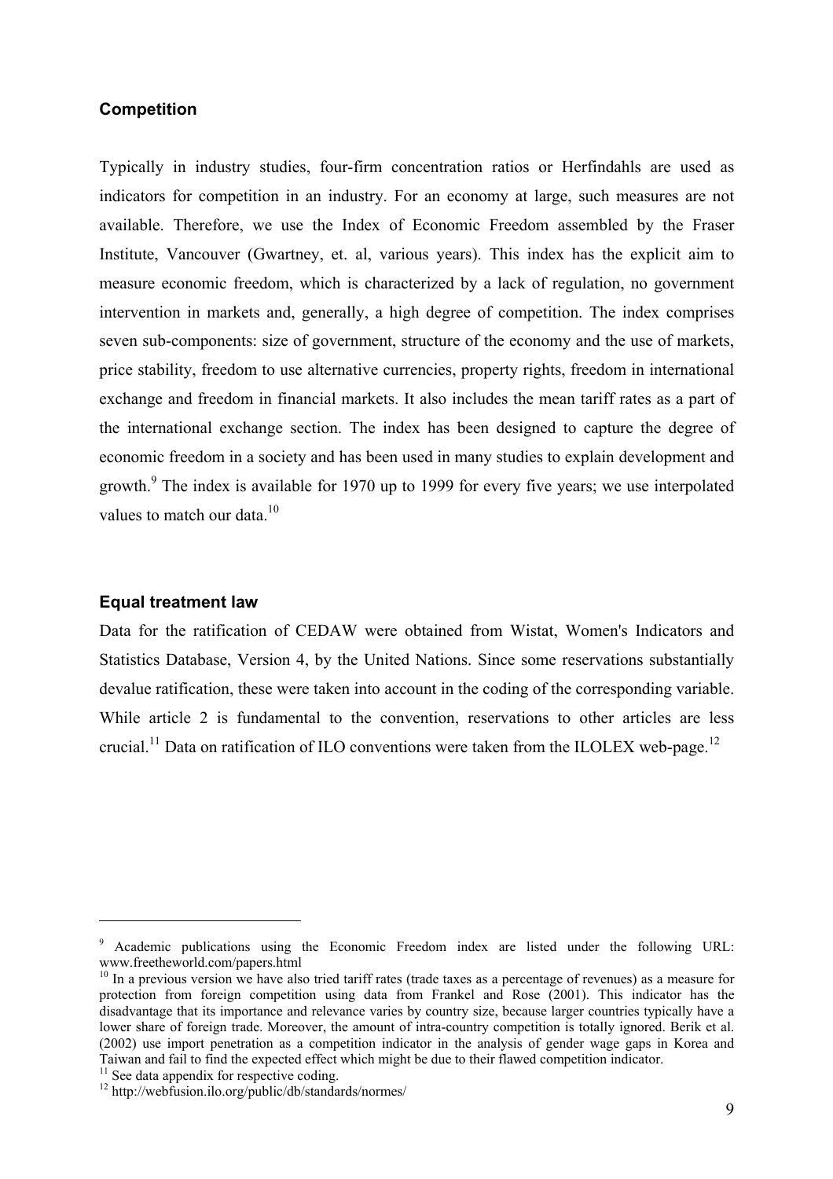### Competition

Typically in industry studies, four-firm concentration ratios or Herfindahls are used as indicators for competition in an industry. For an economy at large, such measures are not available. Therefore, we use the Index of Economic Freedom assembled by the Fraser Institute, Vancouver (Gwartney, et. al, various years). This index has the explicit aim to measure economic freedom, which is characterized by a lack of regulation, no government intervention in markets and, generally, a high degree of competition. The index comprises seven sub-components: size of government, structure of the economy and the use of markets, price stability, freedom to use alternative currencies, property rights, freedom in international exchange and freedom in financial markets. It also includes the mean tariff rates as a part of the international exchange section. The index has been designed to capture the degree of economic freedom in a society and has been used in many studies to explain development and growth.[9] The index is available for 1970 up to 1999 for every five years; we use interpolated values to match our data.[10]

### Equal treatment law

Data for the ratification of CEDAW were obtained from Wistat, Women's Indicators and Statistics Database, Version 4, by the United Nations. Since some reservations substantially devalue ratification, these were taken into account in the coding of the corresponding variable. While article 2 is fundamental to the convention, reservations to other articles are less crucial.[11] Data on ratification of ILO conventions were taken from the ILOLEX web-page.[12]

---

[9] Academic publications using the Economic Freedom index are listed under the following URL: www.freetheworld.com/papers.html

[10] In a previous version we have also tried tariff rates (trade taxes as a percentage of revenues) as a measure for protection from foreign competition using data from Frankel and Rose (2001). This indicator has the disadvantage that its importance and relevance varies by country size, because larger countries typically have a lower share of foreign trade. Moreover, the amount of intra-country competition is totally ignored. Berik et al. (2002) use import penetration as a competition indicator in the analysis of gender wage gaps in Korea and Taiwan and fail to find the expected effect which might be due to their flawed competition indicator.

[11] See data appendix for respective coding.

[12] http://webfusion.ilo.org/public/db/standards/normes/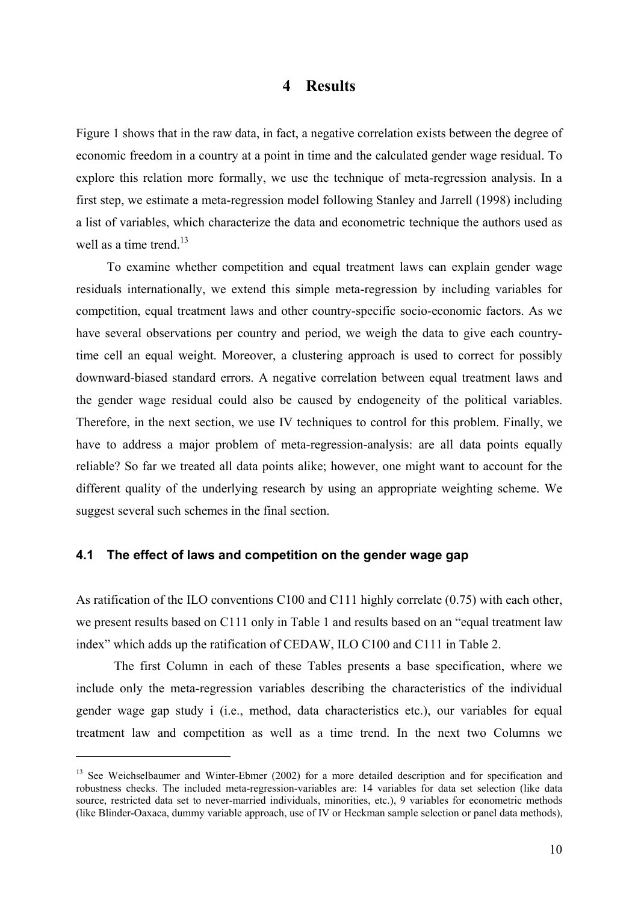# 4 Results

Figure 1 shows that in the raw data, in fact, a negative correlation exists between the degree of economic freedom in a country at a point in time and the calculated gender wage residual. To explore this relation more formally, we use the technique of meta-regression analysis. In a first step, we estimate a meta-regression model following Stanley and Jarrell (1998) including a list of variables, which characterize the data and econometric technique the authors used as well as a time trend.[13]

To examine whether competition and equal treatment laws can explain gender wage residuals internationally, we extend this simple meta-regression by including variables for competition, equal treatment laws and other country-specific socio-economic factors. As we have several observations per country and period, we weigh the data to give each country-time cell an equal weight. Moreover, a clustering approach is used to correct for possibly downward-biased standard errors. A negative correlation between equal treatment laws and the gender wage residual could also be caused by endogeneity of the political variables. Therefore, in the next section, we use IV techniques to control for this problem. Finally, we have to address a major problem of meta-regression-analysis: are all data points equally reliable? So far we treated all data points alike; however, one might want to account for the different quality of the underlying research by using an appropriate weighting scheme. We suggest several such schemes in the final section.

## 4.1 The effect of laws and competition on the gender wage gap

As ratification of the ILO conventions C100 and C111 highly correlate (0.75) with each other, we present results based on C111 only in Table 1 and results based on an "equal treatment law index" which adds up the ratification of CEDAW, ILO C100 and C111 in Table 2.

The first Column in each of these Tables presents a base specification, where we include only the meta-regression variables describing the characteristics of the individual gender wage gap study i (i.e., method, data characteristics etc.), our variables for equal treatment law and competition as well as a time trend. In the next two Columns we

[13] See Weichselbaumer and Winter-Ebmer (2002) for a more detailed description and for specification and robustness checks. The included meta-regression-variables are: 14 variables for data set selection (like data source, restricted data set to never-married individuals, minorities, etc.), 9 variables for econometric methods (like Blinder-Oaxaca, dummy variable approach, use of IV or Heckman sample selection or panel data methods),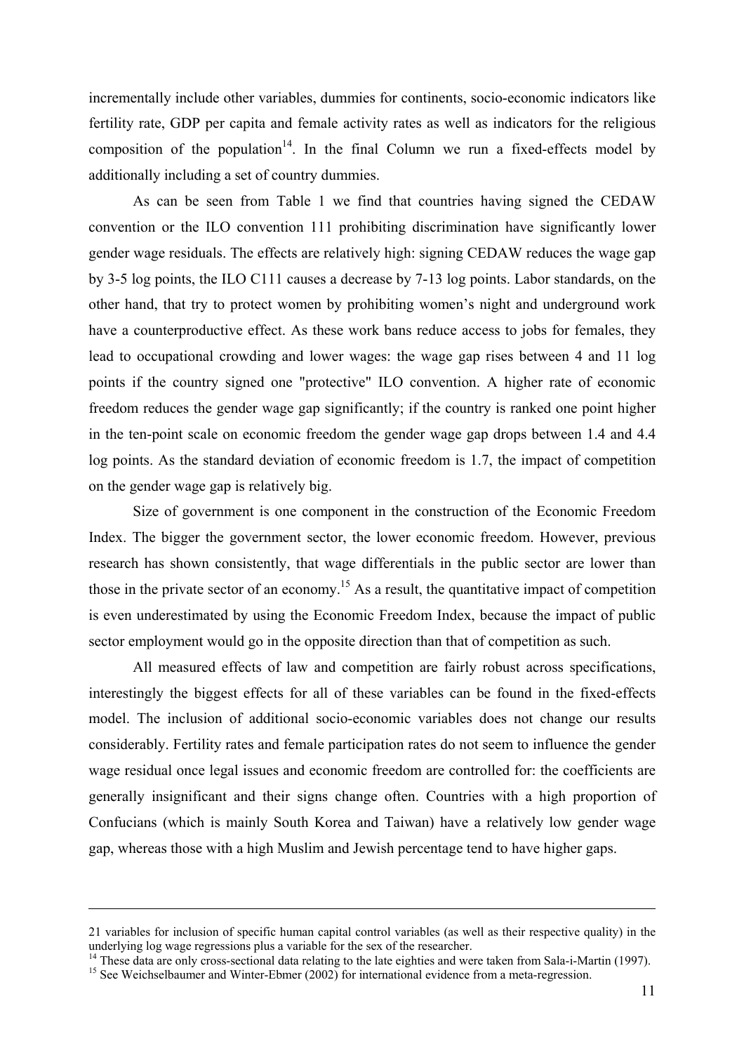incrementally include other variables, dummies for continents, socio-economic indicators like fertility rate, GDP per capita and female activity rates as well as indicators for the religious composition of the population[14]. In the final Column we run a fixed-effects model by additionally including a set of country dummies.

As can be seen from Table 1 we find that countries having signed the CEDAW convention or the ILO convention 111 prohibiting discrimination have significantly lower gender wage residuals. The effects are relatively high: signing CEDAW reduces the wage gap by 3-5 log points, the ILO C111 causes a decrease by 7-13 log points. Labor standards, on the other hand, that try to protect women by prohibiting women's night and underground work have a counterproductive effect. As these work bans reduce access to jobs for females, they lead to occupational crowding and lower wages: the wage gap rises between 4 and 11 log points if the country signed one "protective" ILO convention. A higher rate of economic freedom reduces the gender wage gap significantly; if the country is ranked one point higher in the ten-point scale on economic freedom the gender wage gap drops between 1.4 and 4.4 log points. As the standard deviation of economic freedom is 1.7, the impact of competition on the gender wage gap is relatively big.

Size of government is one component in the construction of the Economic Freedom Index. The bigger the government sector, the lower economic freedom. However, previous research has shown consistently, that wage differentials in the public sector are lower than those in the private sector of an economy.[15] As a result, the quantitative impact of competition is even underestimated by using the Economic Freedom Index, because the impact of public sector employment would go in the opposite direction than that of competition as such.

All measured effects of law and competition are fairly robust across specifications, interestingly the biggest effects for all of these variables can be found in the fixed-effects model. The inclusion of additional socio-economic variables does not change our results considerably. Fertility rates and female participation rates do not seem to influence the gender wage residual once legal issues and economic freedom are controlled for: the coefficients are generally insignificant and their signs change often. Countries with a high proportion of Confucians (which is mainly South Korea and Taiwan) have a relatively low gender wage gap, whereas those with a high Muslim and Jewish percentage tend to have higher gaps.

---

21 variables for inclusion of specific human capital control variables (as well as their respective quality) in the underlying log wage regressions plus a variable for the sex of the researcher.

[14] These data are only cross-sectional data relating to the late eighties and were taken from Sala-i-Martin (1997).

[15] See Weichselbaumer and Winter-Ebmer (2002) for international evidence from a meta-regression.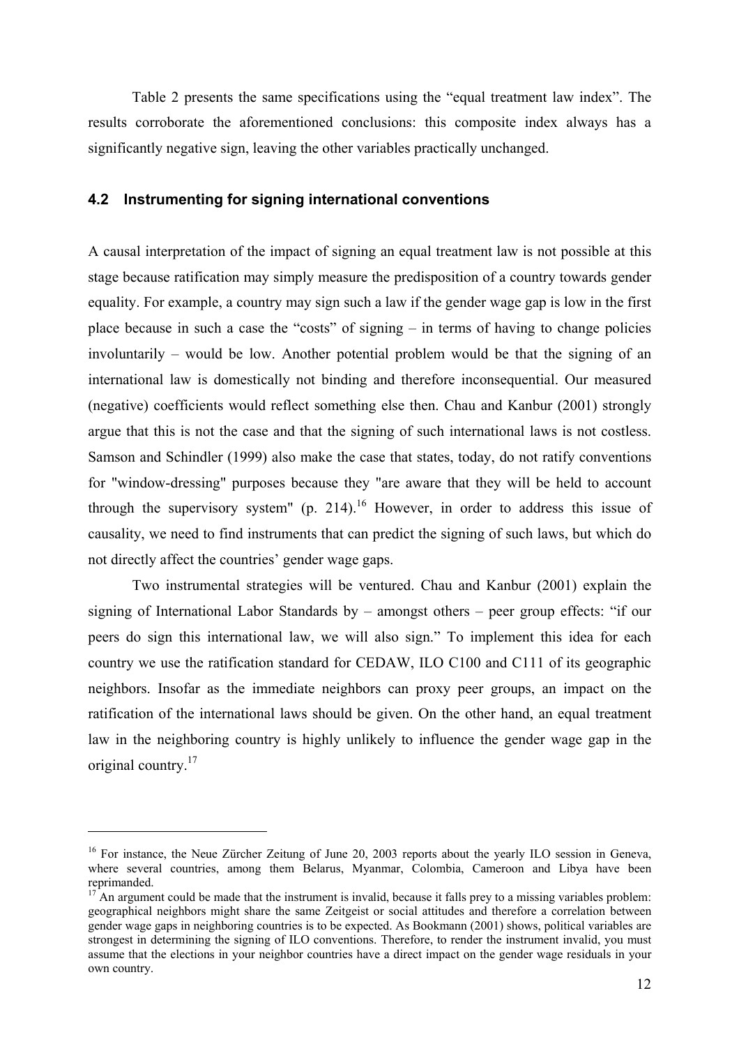Table 2 presents the same specifications using the "equal treatment law index". The results corroborate the aforementioned conclusions: this composite index always has a significantly negative sign, leaving the other variables practically unchanged.

### 4.2 Instrumenting for signing international conventions

A causal interpretation of the impact of signing an equal treatment law is not possible at this stage because ratification may simply measure the predisposition of a country towards gender equality. For example, a country may sign such a law if the gender wage gap is low in the first place because in such a case the "costs" of signing – in terms of having to change policies involuntarily – would be low. Another potential problem would be that the signing of an international law is domestically not binding and therefore inconsequential. Our measured (negative) coefficients would reflect something else then. Chau and Kanbur (2001) strongly argue that this is not the case and that the signing of such international laws is not costless. Samson and Schindler (1999) also make the case that states, today, do not ratify conventions for "window-dressing" purposes because they "are aware that they will be held to account through the supervisory system" (p. 214).[16] However, in order to address this issue of causality, we need to find instruments that can predict the signing of such laws, but which do not directly affect the countries' gender wage gaps.

Two instrumental strategies will be ventured. Chau and Kanbur (2001) explain the signing of International Labor Standards by – amongst others – peer group effects: "if our peers do sign this international law, we will also sign." To implement this idea for each country we use the ratification standard for CEDAW, ILO C100 and C111 of its geographic neighbors. Insofar as the immediate neighbors can proxy peer groups, an impact on the ratification of the international laws should be given. On the other hand, an equal treatment law in the neighboring country is highly unlikely to influence the gender wage gap in the original country.[17]

---

[16] For instance, the Neue Zürcher Zeitung of June 20, 2003 reports about the yearly ILO session in Geneva, where several countries, among them Belarus, Myanmar, Colombia, Cameroon and Libya have been reprimanded.

[17] An argument could be made that the instrument is invalid, because it falls prey to a missing variables problem: geographical neighbors might share the same Zeitgeist or social attitudes and therefore a correlation between gender wage gaps in neighboring countries is to be expected. As Bookmann (2001) shows, political variables are strongest in determining the signing of ILO conventions. Therefore, to render the instrument invalid, you must assume that the elections in your neighbor countries have a direct impact on the gender wage residuals in your own country.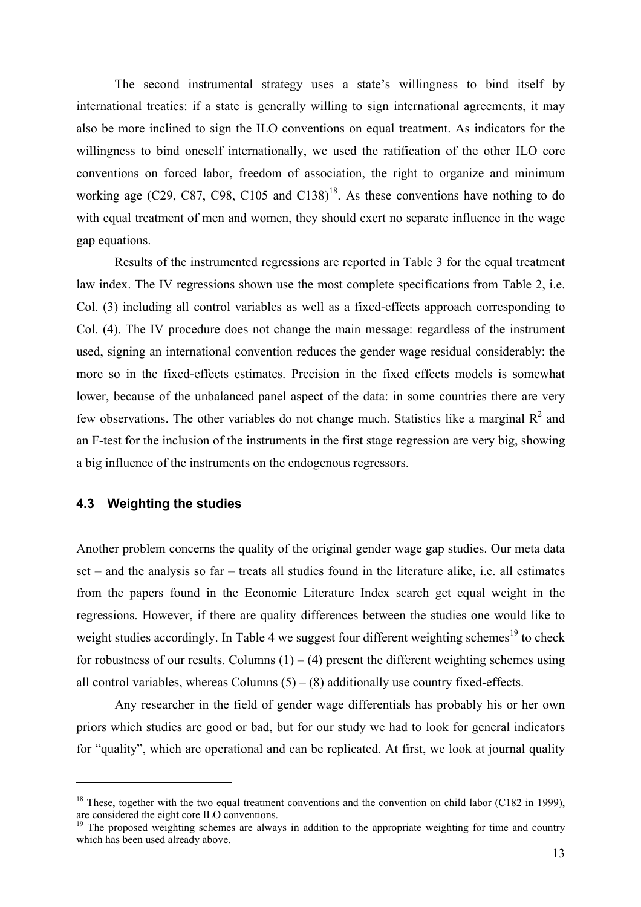The second instrumental strategy uses a state's willingness to bind itself by international treaties: if a state is generally willing to sign international agreements, it may also be more inclined to sign the ILO conventions on equal treatment. As indicators for the willingness to bind oneself internationally, we used the ratification of the other ILO core conventions on forced labor, freedom of association, the right to organize and minimum working age (C29, C87, C98, C105 and C138)[18]. As these conventions have nothing to do with equal treatment of men and women, they should exert no separate influence in the wage gap equations.

Results of the instrumented regressions are reported in Table 3 for the equal treatment law index. The IV regressions shown use the most complete specifications from Table 2, i.e. Col. (3) including all control variables as well as a fixed-effects approach corresponding to Col. (4). The IV procedure does not change the main message: regardless of the instrument used, signing an international convention reduces the gender wage residual considerably: the more so in the fixed-effects estimates. Precision in the fixed effects models is somewhat lower, because of the unbalanced panel aspect of the data: in some countries there are very few observations. The other variables do not change much. Statistics like a marginal $R^2$ and an F-test for the inclusion of the instruments in the first stage regression are very big, showing a big influence of the instruments on the endogenous regressors.

### 4.3 Weighting the studies

Another problem concerns the quality of the original gender wage gap studies. Our meta data set – and the analysis so far – treats all studies found in the literature alike, i.e. all estimates from the papers found in the Economic Literature Index search get equal weight in the regressions. However, if there are quality differences between the studies one would like to weight studies accordingly. In Table 4 we suggest four different weighting schemes[19] to check for robustness of our results. Columns (1) – (4) present the different weighting schemes using all control variables, whereas Columns (5) – (8) additionally use country fixed-effects.

Any researcher in the field of gender wage differentials has probably his or her own priors which studies are good or bad, but for our study we had to look for general indicators for "quality", which are operational and can be replicated. At first, we look at journal quality

---

[18] These, together with the two equal treatment conventions and the convention on child labor (C182 in 1999), are considered the eight core ILO conventions.

[19] The proposed weighting schemes are always in addition to the appropriate weighting for time and country which has been used already above.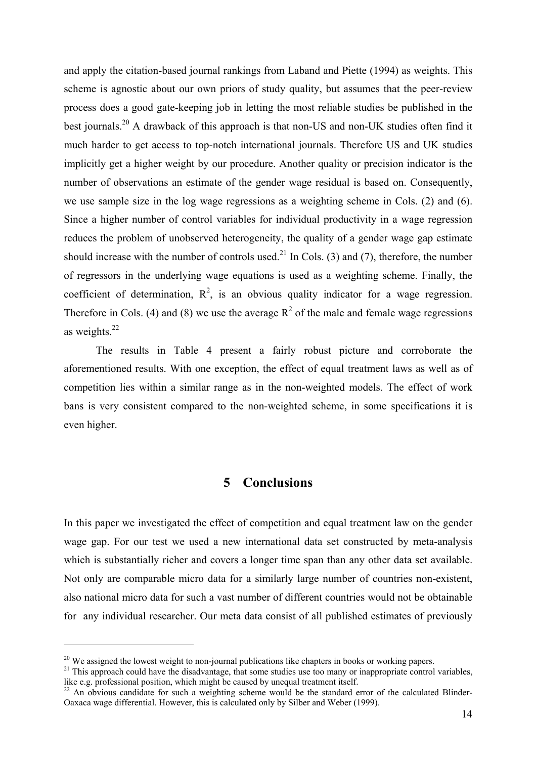and apply the citation-based journal rankings from Laband and Piette (1994) as weights. This scheme is agnostic about our own priors of study quality, but assumes that the peer-review process does a good gate-keeping job in letting the most reliable studies be published in the best journals.[20] A drawback of this approach is that non-US and non-UK studies often find it much harder to get access to top-notch international journals. Therefore US and UK studies implicitly get a higher weight by our procedure. Another quality or precision indicator is the number of observations an estimate of the gender wage residual is based on. Consequently, we use sample size in the log wage regressions as a weighting scheme in Cols. (2) and (6). Since a higher number of control variables for individual productivity in a wage regression reduces the problem of unobserved heterogeneity, the quality of a gender wage gap estimate should increase with the number of controls used.[21] In Cols. (3) and (7), therefore, the number of regressors in the underlying wage equations is used as a weighting scheme. Finally, the coefficient of determination, $R^2$, is an obvious quality indicator for a wage regression. Therefore in Cols. (4) and (8) we use the average $R^2$ of the male and female wage regressions as weights.[22]

The results in Table 4 present a fairly robust picture and corroborate the aforementioned results. With one exception, the effect of equal treatment laws as well as of competition lies within a similar range as in the non-weighted models. The effect of work bans is very consistent compared to the non-weighted scheme, in some specifications it is even higher.

## 5 Conclusions

In this paper we investigated the effect of competition and equal treatment law on the gender wage gap. For our test we used a new international data set constructed by meta-analysis which is substantially richer and covers a longer time span than any other data set available. Not only are comparable micro data for a similarly large number of countries non-existent, also national micro data for such a vast number of different countries would not be obtainable for any individual researcher. Our meta data consist of all published estimates of previously

---

[20] We assigned the lowest weight to non-journal publications like chapters in books or working papers.

[21] This approach could have the disadvantage, that some studies use too many or inappropriate control variables, like e.g. professional position, which might be caused by unequal treatment itself.

[22] An obvious candidate for such a weighting scheme would be the standard error of the calculated Blinder-Oaxaca wage differential. However, this is calculated only by Silber and Weber (1999).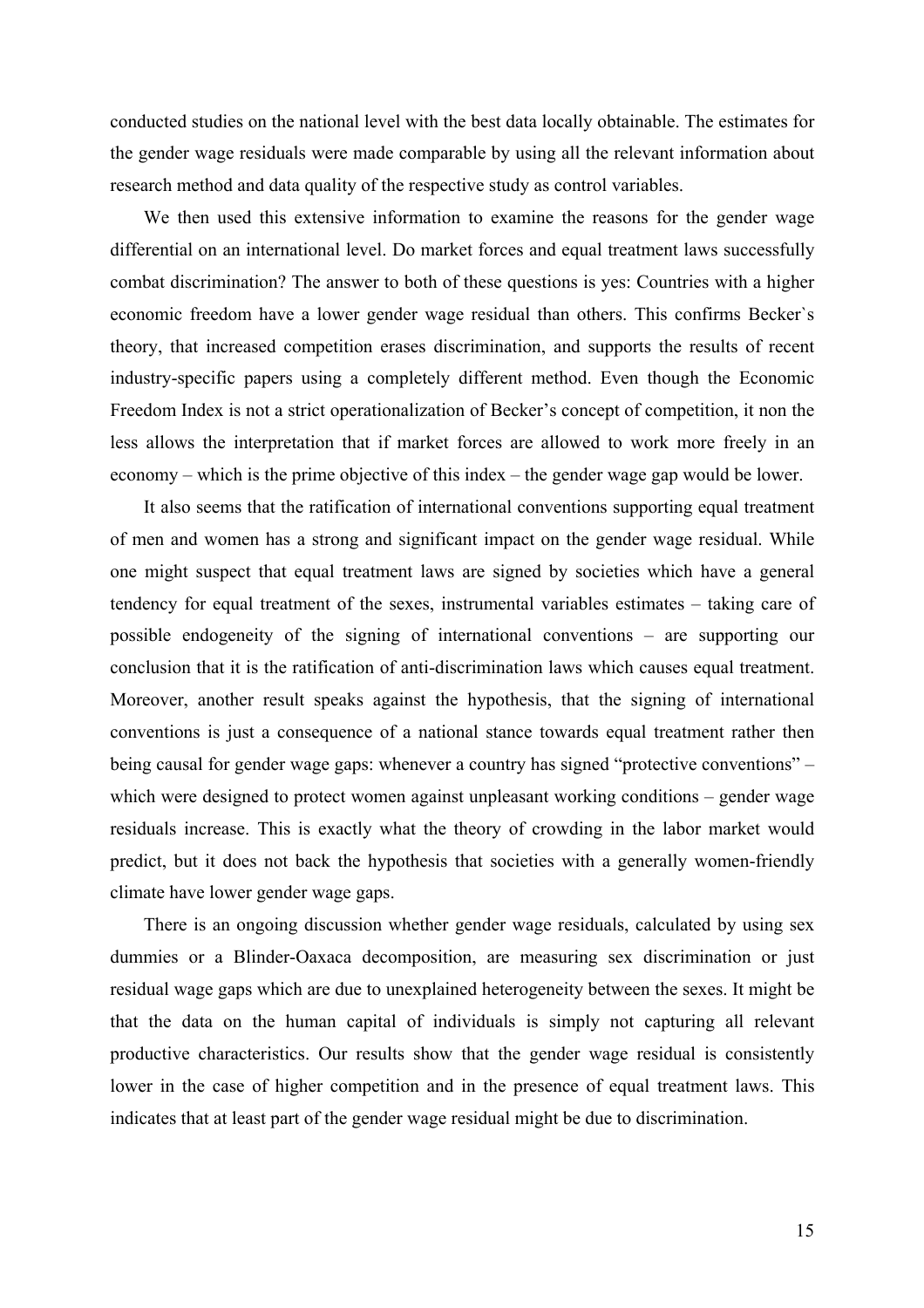conducted studies on the national level with the best data locally obtainable. The estimates for the gender wage residuals were made comparable by using all the relevant information about research method and data quality of the respective study as control variables.

We then used this extensive information to examine the reasons for the gender wage differential on an international level. Do market forces and equal treatment laws successfully combat discrimination? The answer to both of these questions is yes: Countries with a higher economic freedom have a lower gender wage residual than others. This confirms Becker`s theory, that increased competition erases discrimination, and supports the results of recent industry-specific papers using a completely different method. Even though the Economic Freedom Index is not a strict operationalization of Becker's concept of competition, it non the less allows the interpretation that if market forces are allowed to work more freely in an economy – which is the prime objective of this index – the gender wage gap would be lower.

It also seems that the ratification of international conventions supporting equal treatment of men and women has a strong and significant impact on the gender wage residual. While one might suspect that equal treatment laws are signed by societies which have a general tendency for equal treatment of the sexes, instrumental variables estimates – taking care of possible endogeneity of the signing of international conventions – are supporting our conclusion that it is the ratification of anti-discrimination laws which causes equal treatment. Moreover, another result speaks against the hypothesis, that the signing of international conventions is just a consequence of a national stance towards equal treatment rather then being causal for gender wage gaps: whenever a country has signed "protective conventions" – which were designed to protect women against unpleasant working conditions – gender wage residuals increase. This is exactly what the theory of crowding in the labor market would predict, but it does not back the hypothesis that societies with a generally women-friendly climate have lower gender wage gaps.

There is an ongoing discussion whether gender wage residuals, calculated by using sex dummies or a Blinder-Oaxaca decomposition, are measuring sex discrimination or just residual wage gaps which are due to unexplained heterogeneity between the sexes. It might be that the data on the human capital of individuals is simply not capturing all relevant productive characteristics. Our results show that the gender wage residual is consistently lower in the case of higher competition and in the presence of equal treatment laws. This indicates that at least part of the gender wage residual might be due to discrimination.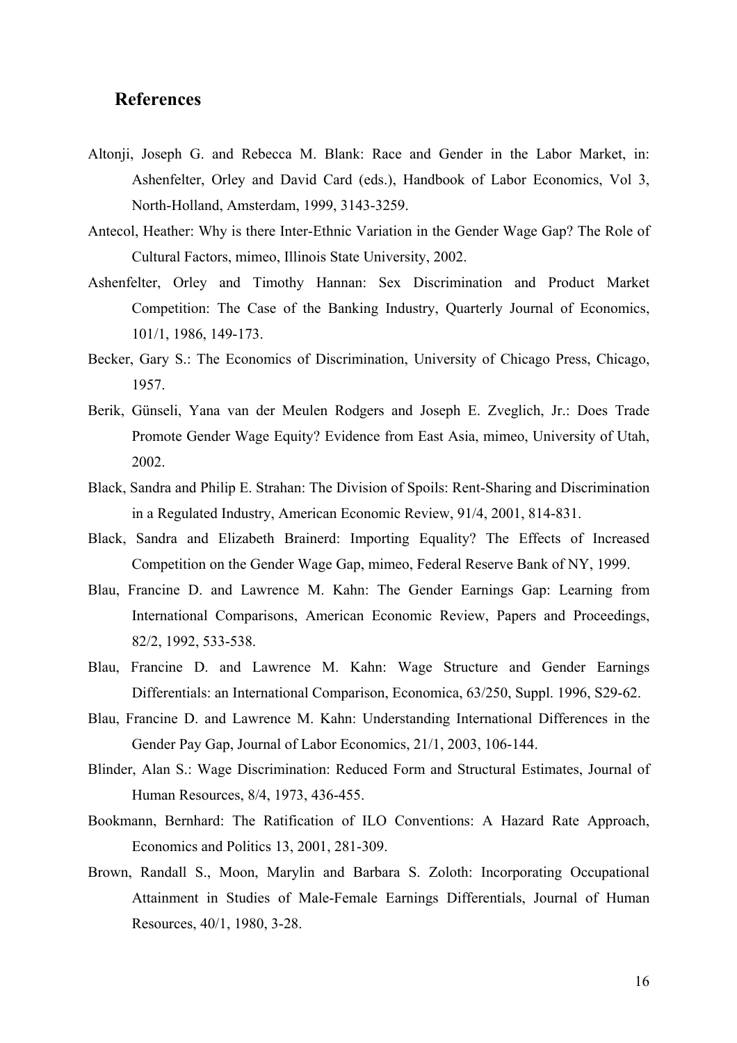## References

Altonji, Joseph G. and Rebecca M. Blank: Race and Gender in the Labor Market, in: Ashenfelter, Orley and David Card (eds.), Handbook of Labor Economics, Vol 3, North-Holland, Amsterdam, 1999, 3143-3259.

Antecol, Heather: Why is there Inter-Ethnic Variation in the Gender Wage Gap? The Role of Cultural Factors, mimeo, Illinois State University, 2002.

Ashenfelter, Orley and Timothy Hannan: Sex Discrimination and Product Market Competition: The Case of the Banking Industry, Quarterly Journal of Economics, 101/1, 1986, 149-173.

Becker, Gary S.: The Economics of Discrimination, University of Chicago Press, Chicago, 1957.

Berik, Günseli, Yana van der Meulen Rodgers and Joseph E. Zveglich, Jr.: Does Trade Promote Gender Wage Equity? Evidence from East Asia, mimeo, University of Utah, 2002.

Black, Sandra and Philip E. Strahan: The Division of Spoils: Rent-Sharing and Discrimination in a Regulated Industry, American Economic Review, 91/4, 2001, 814-831.

Black, Sandra and Elizabeth Brainerd: Importing Equality? The Effects of Increased Competition on the Gender Wage Gap, mimeo, Federal Reserve Bank of NY, 1999.

Blau, Francine D. and Lawrence M. Kahn: The Gender Earnings Gap: Learning from International Comparisons, American Economic Review, Papers and Proceedings, 82/2, 1992, 533-538.

Blau, Francine D. and Lawrence M. Kahn: Wage Structure and Gender Earnings Differentials: an International Comparison, Economica, 63/250, Suppl. 1996, S29-62.

Blau, Francine D. and Lawrence M. Kahn: Understanding International Differences in the Gender Pay Gap, Journal of Labor Economics, 21/1, 2003, 106-144.

Blinder, Alan S.: Wage Discrimination: Reduced Form and Structural Estimates, Journal of Human Resources, 8/4, 1973, 436-455.

Bookmann, Bernhard: The Ratification of ILO Conventions: A Hazard Rate Approach, Economics and Politics 13, 2001, 281-309.

Brown, Randall S., Moon, Marylin and Barbara S. Zoloth: Incorporating Occupational Attainment in Studies of Male-Female Earnings Differentials, Journal of Human Resources, 40/1, 1980, 3-28.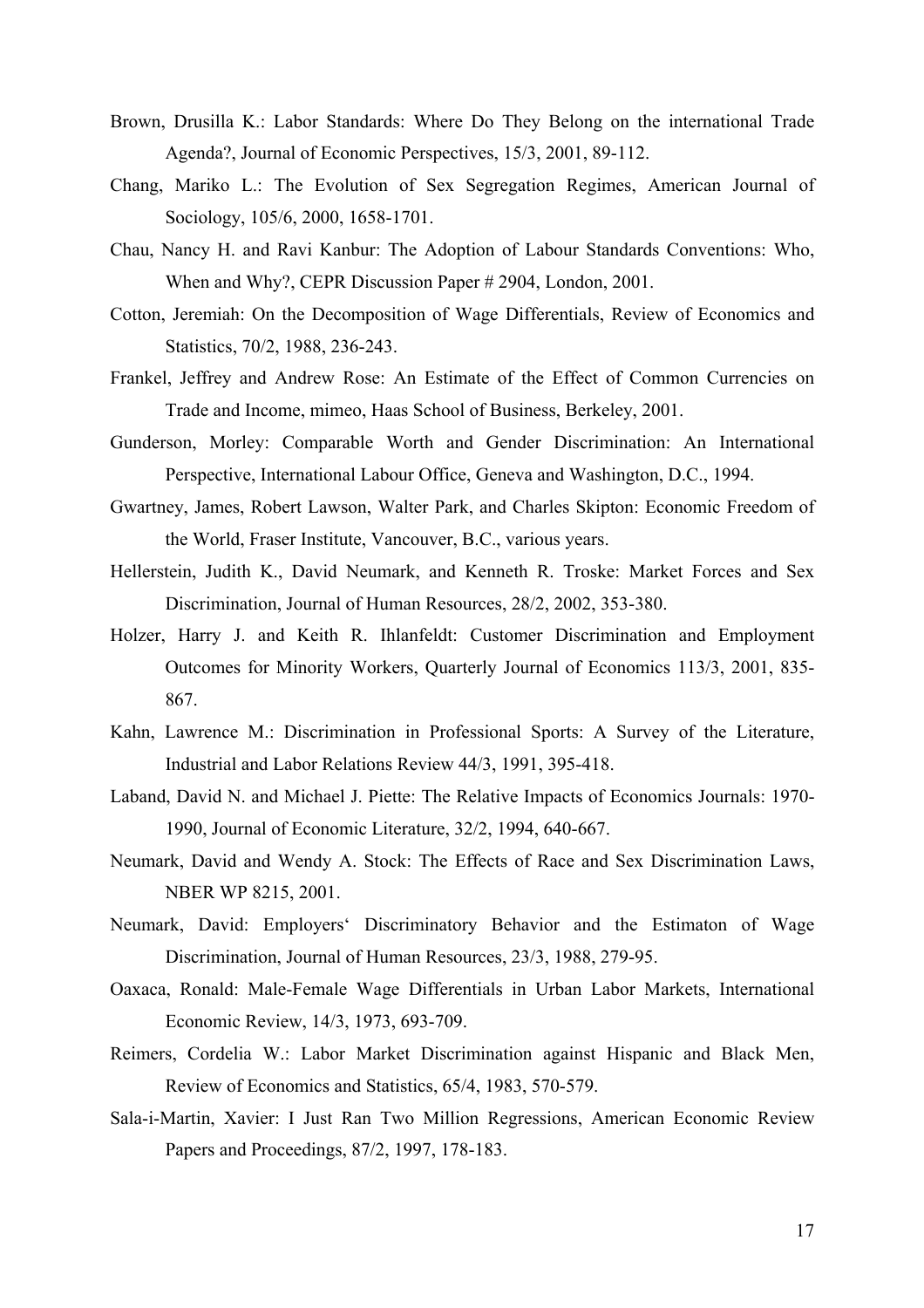Brown, Drusilla K.: Labor Standards: Where Do They Belong on the international Trade Agenda?, Journal of Economic Perspectives, 15/3, 2001, 89-112.

Chang, Mariko L.: The Evolution of Sex Segregation Regimes, American Journal of Sociology, 105/6, 2000, 1658-1701.

Chau, Nancy H. and Ravi Kanbur: The Adoption of Labour Standards Conventions: Who, When and Why?, CEPR Discussion Paper # 2904, London, 2001.

Cotton, Jeremiah: On the Decomposition of Wage Differentials, Review of Economics and Statistics, 70/2, 1988, 236-243.

Frankel, Jeffrey and Andrew Rose: An Estimate of the Effect of Common Currencies on Trade and Income, mimeo, Haas School of Business, Berkeley, 2001.

Gunderson, Morley: Comparable Worth and Gender Discrimination: An International Perspective, International Labour Office, Geneva and Washington, D.C., 1994.

Gwartney, James, Robert Lawson, Walter Park, and Charles Skipton: Economic Freedom of the World, Fraser Institute, Vancouver, B.C., various years.

Hellerstein, Judith K., David Neumark, and Kenneth R. Troske: Market Forces and Sex Discrimination, Journal of Human Resources, 28/2, 2002, 353-380.

Holzer, Harry J. and Keith R. Ihlanfeldt: Customer Discrimination and Employment Outcomes for Minority Workers, Quarterly Journal of Economics 113/3, 2001, 835-867.

Kahn, Lawrence M.: Discrimination in Professional Sports: A Survey of the Literature, Industrial and Labor Relations Review 44/3, 1991, 395-418.

Laband, David N. and Michael J. Piette: The Relative Impacts of Economics Journals: 1970-1990, Journal of Economic Literature, 32/2, 1994, 640-667.

Neumark, David and Wendy A. Stock: The Effects of Race and Sex Discrimination Laws, NBER WP 8215, 2001.

Neumark, David: Employers‘ Discriminatory Behavior and the Estimaton of Wage Discrimination, Journal of Human Resources, 23/3, 1988, 279-95.

Oaxaca, Ronald: Male-Female Wage Differentials in Urban Labor Markets, International Economic Review, 14/3, 1973, 693-709.

Reimers, Cordelia W.: Labor Market Discrimination against Hispanic and Black Men, Review of Economics and Statistics, 65/4, 1983, 570-579.

Sala-i-Martin, Xavier: I Just Ran Two Million Regressions, American Economic Review Papers and Proceedings, 87/2, 1997, 178-183.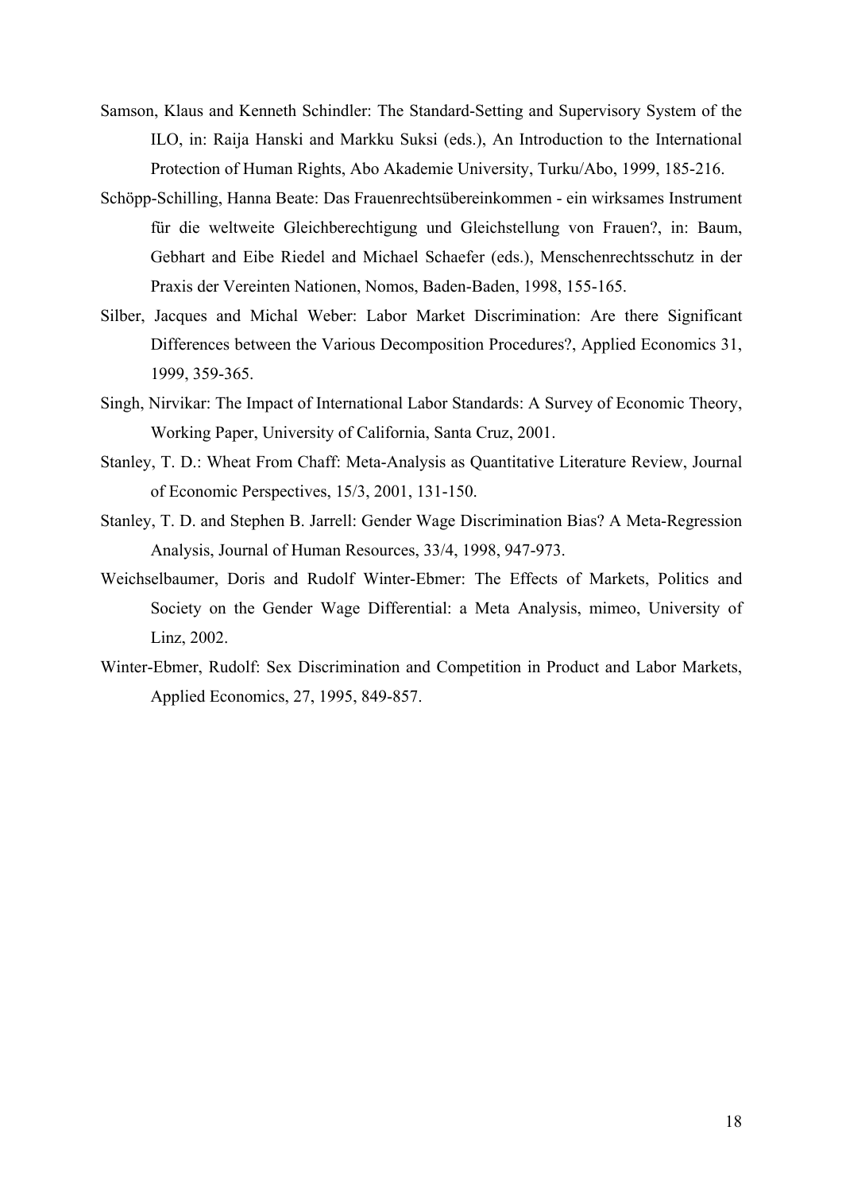Samson, Klaus and Kenneth Schindler: The Standard-Setting and Supervisory System of the ILO, in: Raija Hanski and Markku Suksi (eds.), An Introduction to the International Protection of Human Rights, Abo Akademie University, Turku/Abo, 1999, 185-216.

Schöpp-Schilling, Hanna Beate: Das Frauenrechtsübereinkommen - ein wirksames Instrument für die weltweite Gleichberechtigung und Gleichstellung von Frauen?, in: Baum, Gebhart and Eibe Riedel and Michael Schaefer (eds.), Menschenrechtsschutz in der Praxis der Vereinten Nationen, Nomos, Baden-Baden, 1998, 155-165.

Silber, Jacques and Michal Weber: Labor Market Discrimination: Are there Significant Differences between the Various Decomposition Procedures?, Applied Economics 31, 1999, 359-365.

Singh, Nirvikar: The Impact of International Labor Standards: A Survey of Economic Theory, Working Paper, University of California, Santa Cruz, 2001.

Stanley, T. D.: Wheat From Chaff: Meta-Analysis as Quantitative Literature Review, Journal of Economic Perspectives, 15/3, 2001, 131-150.

Stanley, T. D. and Stephen B. Jarrell: Gender Wage Discrimination Bias? A Meta-Regression Analysis, Journal of Human Resources, 33/4, 1998, 947-973.

Weichselbaumer, Doris and Rudolf Winter-Ebmer: The Effects of Markets, Politics and Society on the Gender Wage Differential: a Meta Analysis, mimeo, University of Linz, 2002.

Winter-Ebmer, Rudolf: Sex Discrimination and Competition in Product and Labor Markets, Applied Economics, 27, 1995, 849-857.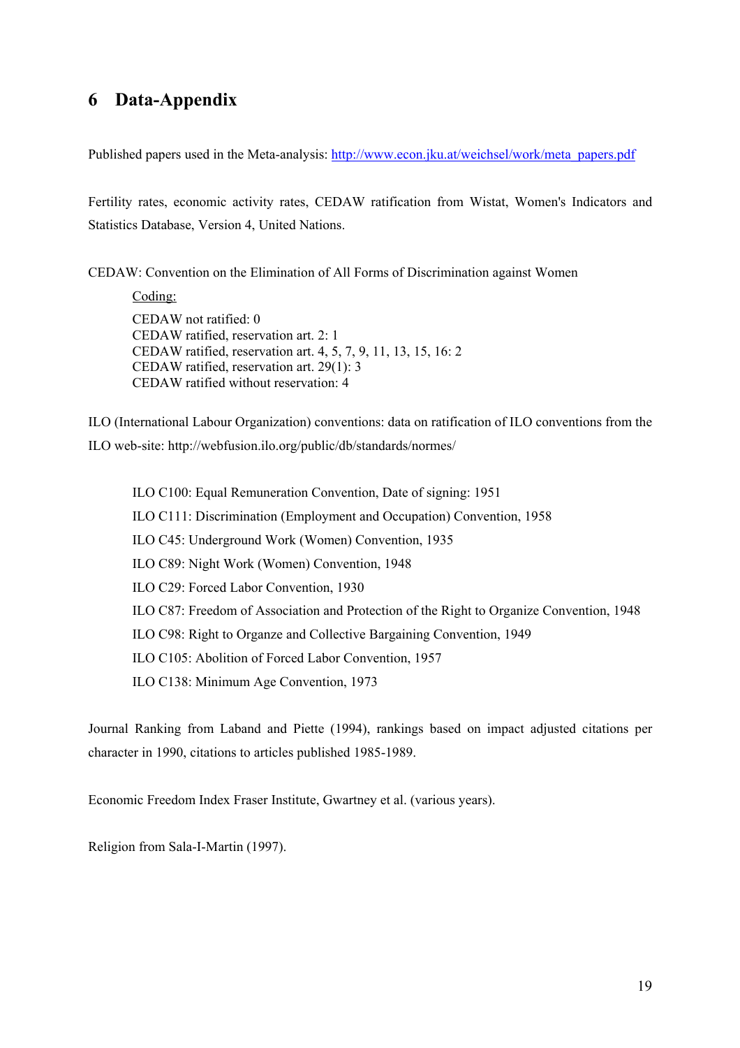# 6 Data-Appendix

Published papers used in the Meta-analysis: [http://www.econ.jku.at/weichsel/work/meta_papers.pdf](http://www.econ.jku.at/weichsel/work/meta_papers.pdf)

Fertility rates, economic activity rates, CEDAW ratification from Wistat, Women's Indicators and Statistics Database, Version 4, United Nations.

CEDAW: Convention on the Elimination of All Forms of Discrimination against Women

Coding:

CEDAW not ratified: 0  
CEDAW ratified, reservation art. 2: 1  
CEDAW ratified, reservation art. 4, 5, 7, 9, 11, 13, 15, 16: 2  
CEDAW ratified, reservation art. 29(1): 3  
CEDAW ratified without reservation: 4

ILO (International Labour Organization) conventions: data on ratification of ILO conventions from the ILO web-site: http://webfusion.ilo.org/public/db/standards/normes/

ILO C100: Equal Remuneration Convention, Date of signing: 1951

ILO C111: Discrimination (Employment and Occupation) Convention, 1958

ILO C45: Underground Work (Women) Convention, 1935

ILO C89: Night Work (Women) Convention, 1948

ILO C29: Forced Labor Convention, 1930

ILO C87: Freedom of Association and Protection of the Right to Organize Convention, 1948

ILO C98: Right to Organze and Collective Bargaining Convention, 1949

ILO C105: Abolition of Forced Labor Convention, 1957

ILO C138: Minimum Age Convention, 1973

Journal Ranking from Laband and Piette (1994), rankings based on impact adjusted citations per character in 1990, citations to articles published 1985-1989.

Economic Freedom Index Fraser Institute, Gwartney et al. (various years).

Religion from Sala-I-Martin (1997).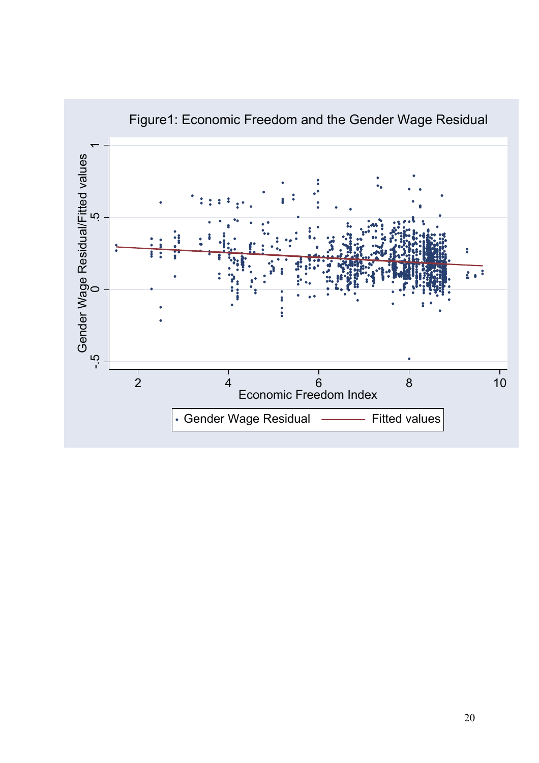Figure1: Economic Freedom and the Gender Wage Residual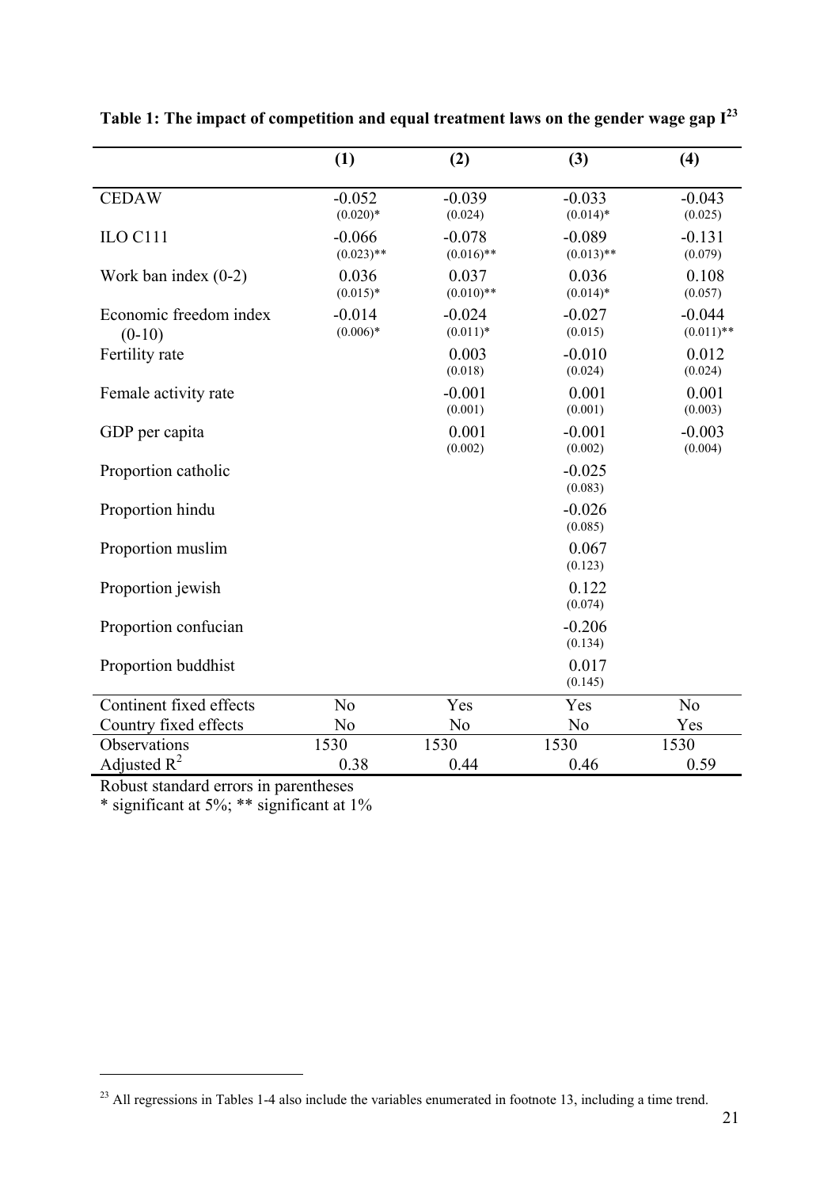**Table 1: The impact of competition and equal treatment laws on the gender wage gap I[23]**

| | (1) | (2) | (3) | (4) |
|---|---|---|---|---|
| CEDAW | -0.052 (0.020)* | -0.039 (0.024) | -0.033 (0.014)* | -0.043 (0.025) |
| ILO C111 | -0.066 (0.023)** | -0.078 (0.016)** | -0.089 (0.013)** | -0.131 (0.079) |
| Work ban index (0-2) | 0.036 (0.015)* | 0.037 (0.010)** | 0.036 (0.014)* | 0.108 (0.057) |
| Economic freedom index (0-10) | -0.014 (0.006)* | -0.024 (0.011)* | -0.027 (0.015) | -0.044 (0.011)** |
| Fertility rate | | 0.003 (0.018) | -0.010 (0.024) | 0.012 (0.024) |
| Female activity rate | | -0.001 (0.001) | 0.001 (0.001) | 0.001 (0.003) |
| GDP per capita | | 0.001 (0.002) | -0.001 (0.002) | -0.003 (0.004) |
| Proportion catholic | | | -0.025 (0.083) | |
| Proportion hindu | | | -0.026 (0.085) | |
| Proportion muslim | | | 0.067 (0.123) | |
| Proportion jewish | | | 0.122 (0.074) | |
| Proportion confucian | | | -0.206 (0.134) | |
| Proportion buddhist | | | 0.017 (0.145) | |
| Continent fixed effects | No | Yes | Yes | No |
| Country fixed effects | No | No | No | Yes |
| Observations | 1530 | 1530 | 1530 | 1530 |
| Adjusted $R^2$ | 0.38 | 0.44 | 0.46 | 0.59 |

Robust standard errors in parentheses

\* significant at 5%; ** significant at 1%

[23] All regressions in Tables 1-4 also include the variables enumerated in footnote 13, including a time trend.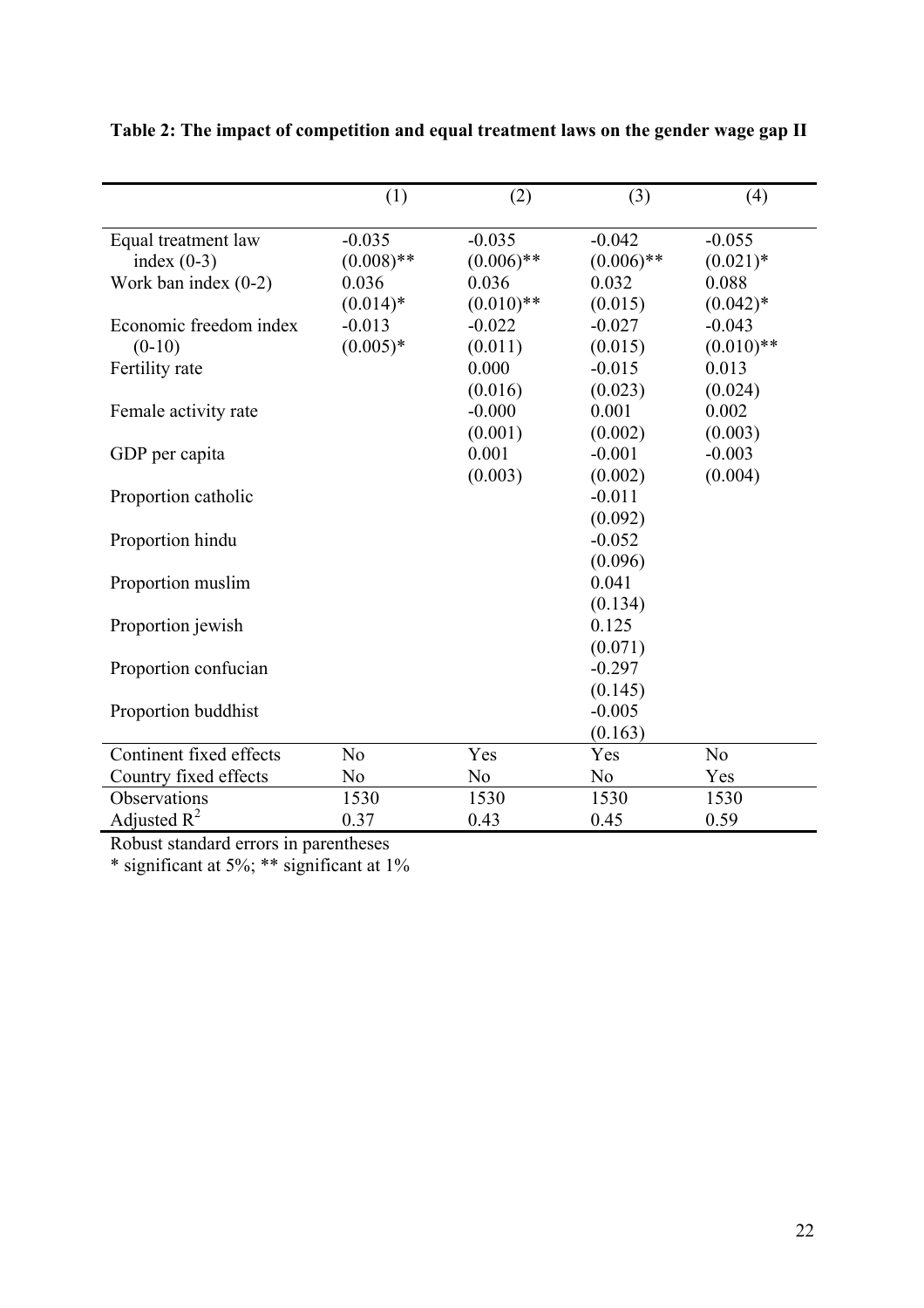**Table 2: The impact of competition and equal treatment laws on the gender wage gap II**

| | (1) | (2) | (3) | (4) |
|---|---|---|---|---|
| Equal treatment law | -0.035 | -0.035 | -0.042 | -0.055 |
| index (0-3) | (0.008)** | (0.006)** | (0.006)** | (0.021)* |
| Work ban index (0-2) | 0.036 | 0.036 | 0.032 | 0.088 |
| | (0.014)* | (0.010)** | (0.015) | (0.042)* |
| Economic freedom index | -0.013 | -0.022 | -0.027 | -0.043 |
| (0-10) | (0.005)* | (0.011) | (0.015) | (0.010)** |
| Fertility rate | | 0.000 | -0.015 | 0.013 |
| | | (0.016) | (0.023) | (0.024) |
| Female activity rate | | -0.000 | 0.001 | 0.002 |
| | | (0.001) | (0.002) | (0.003) |
| GDP per capita | | 0.001 | -0.001 | -0.003 |
| | | (0.003) | (0.002) | (0.004) |
| Proportion catholic | | | -0.011 | |
| | | | (0.092) | |
| Proportion hindu | | | -0.052 | |
| | | | (0.096) | |
| Proportion muslim | | | 0.041 | |
| | | | (0.134) | |
| Proportion jewish | | | 0.125 | |
| | | | (0.071) | |
| Proportion confucian | | | -0.297 | |
| | | | (0.145) | |
| Proportion buddhist | | | -0.005 | |
| | | | (0.163) | |
| Continent fixed effects | No | Yes | Yes | No |
| Country fixed effects | No | No | No | Yes |
| Observations | 1530 | 1530 | 1530 | 1530 |
| Adjusted $R^2$ | 0.37 | 0.43 | 0.45 | 0.59 |

Robust standard errors in parentheses

* significant at 5%; ** significant at 1%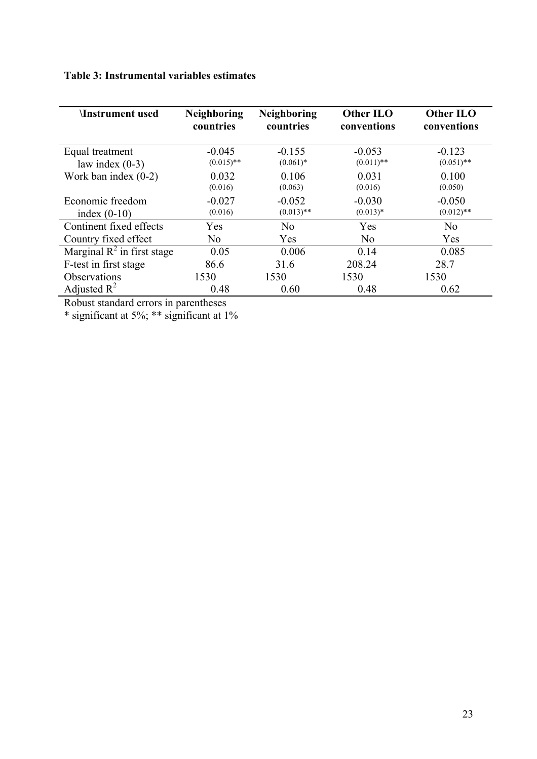**Table 3: Instrumental variables estimates**

| \Instrument used | Neighboring countries | Neighboring countries | Other ILO conventions | Other ILO conventions |
|---|---|---|---|---|
| Equal treatment law index (0-3) | -0.045<br>(0.015)** | -0.155<br>(0.061)* | -0.053<br>(0.011)** | -0.123<br>(0.051)** |
| Work ban index (0-2) | 0.032<br>(0.016) | 0.106<br>(0.063) | 0.031<br>(0.016) | 0.100<br>(0.050) |
| Economic freedom index (0-10) | -0.027<br>(0.016) | -0.052<br>(0.013)** | -0.030<br>(0.013)* | -0.050<br>(0.012)** |
| Continent fixed effects | Yes | No | Yes | No |
| Country fixed effect | No | Yes | No | Yes |
| Marginal $R^2$ in first stage | 0.05 | 0.006 | 0.14 | 0.085 |
| F-test in first stage | 86.6 | 31.6 | 208.24 | 28.7 |
| Observations | 1530 | 1530 | 1530 | 1530 |
| Adjusted $R^2$ | 0.48 | 0.60 | 0.48 | 0.62 |

Robust standard errors in parentheses

* significant at 5%; ** significant at 1%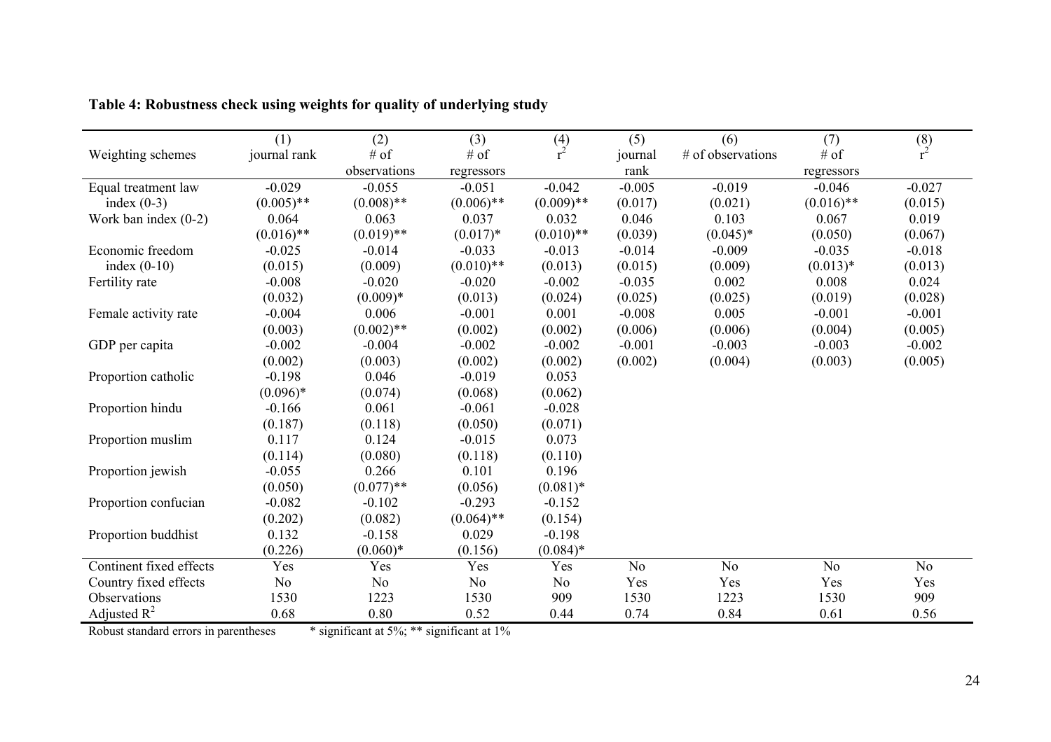**Table 4: Robustness check using weights for quality of underlying study**

| Weighting schemes | (1) journal rank | (2) # of observations | (3) # of regressors | (4) $r^2$ | (5) journal rank | (6) # of observations | (7) # of regressors | (8) $r^2$ |
|---|---|---|---|---|---|---|---|---|
| Equal treatment law index (0-3) | -0.029 | -0.055 | -0.051 | -0.042 | -0.005 | -0.019 | -0.046 | -0.027 |
| | (0.005)** | (0.008)** | (0.006)** | (0.009)** | (0.017) | (0.021) | (0.016)** | (0.015) |
| Work ban index (0-2) | 0.064 | 0.063 | 0.037 | 0.032 | 0.046 | 0.103 | 0.067 | 0.019 |
| | (0.016)** | (0.019)** | (0.017)* | (0.010)** | (0.039) | (0.045)* | (0.050) | (0.067) |
| Economic freedom index (0-10) | -0.025 | -0.014 | -0.033 | -0.013 | -0.014 | -0.009 | -0.035 | -0.018 |
| | (0.015) | (0.009) | (0.010)** | (0.013) | (0.015) | (0.009) | (0.013)* | (0.013) |
| Fertility rate | -0.008 | -0.020 | -0.020 | -0.002 | -0.035 | 0.002 | 0.008 | 0.024 |
| | (0.032) | (0.009)* | (0.013) | (0.024) | (0.025) | (0.025) | (0.019) | (0.028) |
| Female activity rate | -0.004 | 0.006 | -0.001 | 0.001 | -0.008 | 0.005 | -0.001 | -0.001 |
| | (0.003) | (0.002)** | (0.002) | (0.002) | (0.006) | (0.006) | (0.004) | (0.005) |
| GDP per capita | -0.002 | -0.004 | -0.002 | -0.002 | -0.001 | -0.003 | -0.003 | -0.002 |
| | (0.002) | (0.003) | (0.002) | (0.002) | (0.002) | (0.004) | (0.003) | (0.005) |
| Proportion catholic | -0.198 | 0.046 | -0.019 | 0.053 | | | | |
| | (0.096)* | (0.074) | (0.068) | (0.062) | | | | |
| Proportion hindu | -0.166 | 0.061 | -0.061 | -0.028 | | | | |
| | (0.187) | (0.118) | (0.050) | (0.071) | | | | |
| Proportion muslim | 0.117 | 0.124 | -0.015 | 0.073 | | | | |
| | (0.114) | (0.080) | (0.118) | (0.110) | | | | |
| Proportion jewish | -0.055 | 0.266 | 0.101 | 0.196 | | | | |
| | (0.050) | (0.077)** | (0.056) | (0.081)* | | | | |
| Proportion confucian | -0.082 | -0.102 | -0.293 | -0.152 | | | | |
| | (0.202) | (0.082) | (0.064)** | (0.154) | | | | |
| Proportion buddhist | 0.132 | -0.158 | 0.029 | -0.198 | | | | |
| | (0.226) | (0.060)* | (0.156) | (0.084)* | | | | |
| Continent fixed effects | Yes | Yes | Yes | Yes | No | No | No | No |
| Country fixed effects | No | No | No | No | Yes | Yes | Yes | Yes |
| Observations | 1530 | 1223 | 1530 | 909 | 1530 | 1223 | 1530 | 909 |
| Adjusted $R^2$ | 0.68 | 0.80 | 0.52 | 0.44 | 0.74 | 0.84 | 0.61 | 0.56 |

Robust standard errors in parentheses * significant at 5%; ** significant at 1%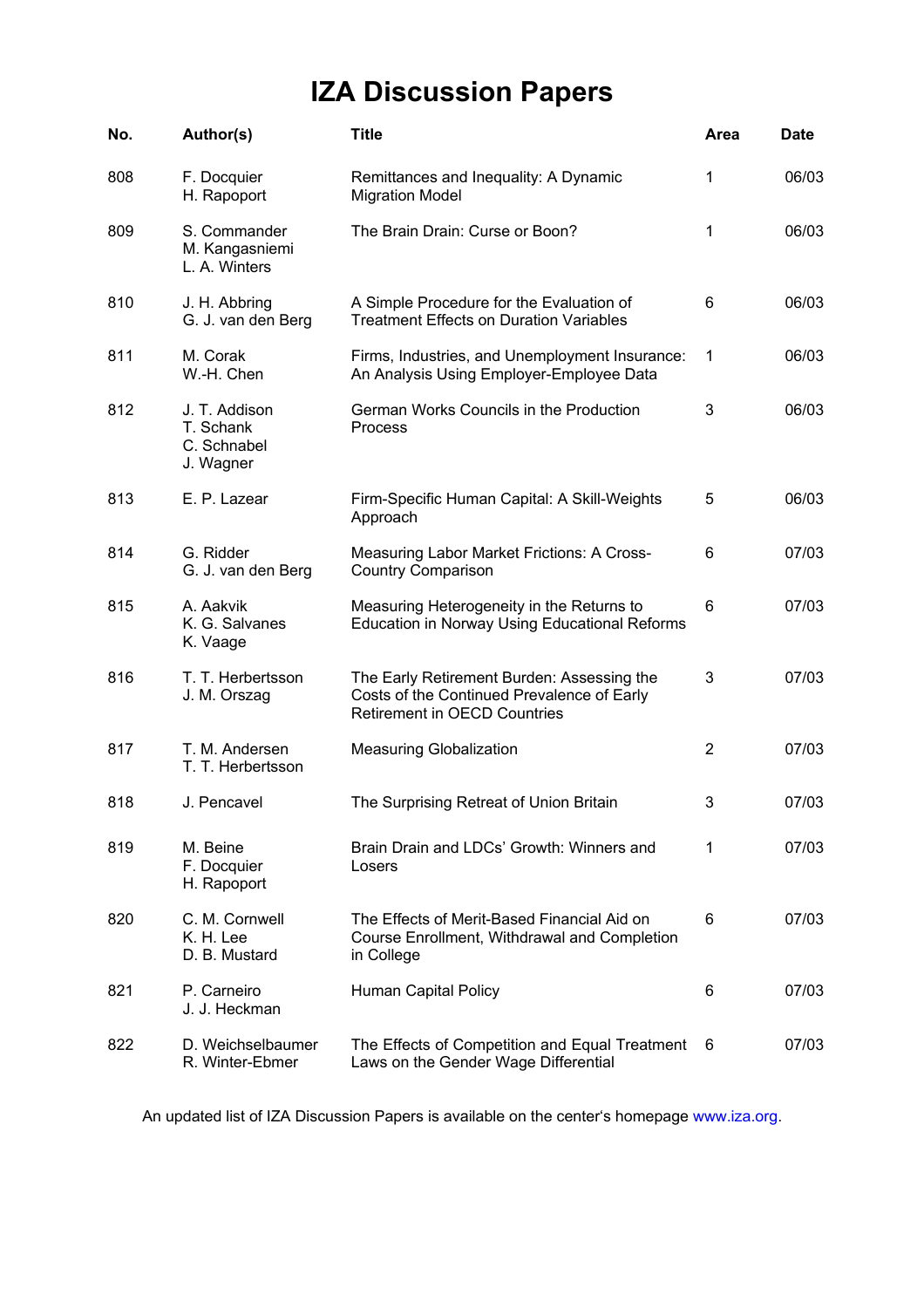# IZA Discussion Papers

| No. | Author(s) | Title | Area | Date |
|---|---|---|---|---|
| 808 | F. Docquier<br>H. Rapoport | Remittances and Inequality: A Dynamic Migration Model | 1 | 06/03 |
| 809 | S. Commander<br>M. Kangasniemi<br>L. A. Winters | The Brain Drain: Curse or Boon? | 1 | 06/03 |
| 810 | J. H. Abbring<br>G. J. van den Berg | A Simple Procedure for the Evaluation of Treatment Effects on Duration Variables | 6 | 06/03 |
| 811 | M. Corak<br>W.-H. Chen | Firms, Industries, and Unemployment Insurance: An Analysis Using Employer-Employee Data | 1 | 06/03 |
| 812 | J. T. Addison<br>T. Schank<br>C. Schnabel<br>J. Wagner | German Works Councils in the Production Process | 3 | 06/03 |
| 813 | E. P. Lazear | Firm-Specific Human Capital: A Skill-Weights Approach | 5 | 06/03 |
| 814 | G. Ridder<br>G. J. van den Berg | Measuring Labor Market Frictions: A Cross-Country Comparison | 6 | 07/03 |
| 815 | A. Aakvik<br>K. G. Salvanes<br>K. Vaage | Measuring Heterogeneity in the Returns to Education in Norway Using Educational Reforms | 6 | 07/03 |
| 816 | T. T. Herbertsson<br>J. M. Orszag | The Early Retirement Burden: Assessing the Costs of the Continued Prevalence of Early Retirement in OECD Countries | 3 | 07/03 |
| 817 | T. M. Andersen<br>T. T. Herbertsson | Measuring Globalization | 2 | 07/03 |
| 818 | J. Pencavel | The Surprising Retreat of Union Britain | 3 | 07/03 |
| 819 | M. Beine<br>F. Docquier<br>H. Rapoport | Brain Drain and LDCs' Growth: Winners and Losers | 1 | 07/03 |
| 820 | C. M. Cornwell<br>K. H. Lee<br>D. B. Mustard | The Effects of Merit-Based Financial Aid on Course Enrollment, Withdrawal and Completion in College | 6 | 07/03 |
| 821 | P. Carneiro<br>J. J. Heckman | Human Capital Policy | 6 | 07/03 |
| 822 | D. Weichselbaumer<br>R. Winter-Ebmer | The Effects of Competition and Equal Treatment Laws on the Gender Wage Differential | 6 | 07/03 |

An updated list of IZA Discussion Papers is available on the center's homepage www.iza.org.